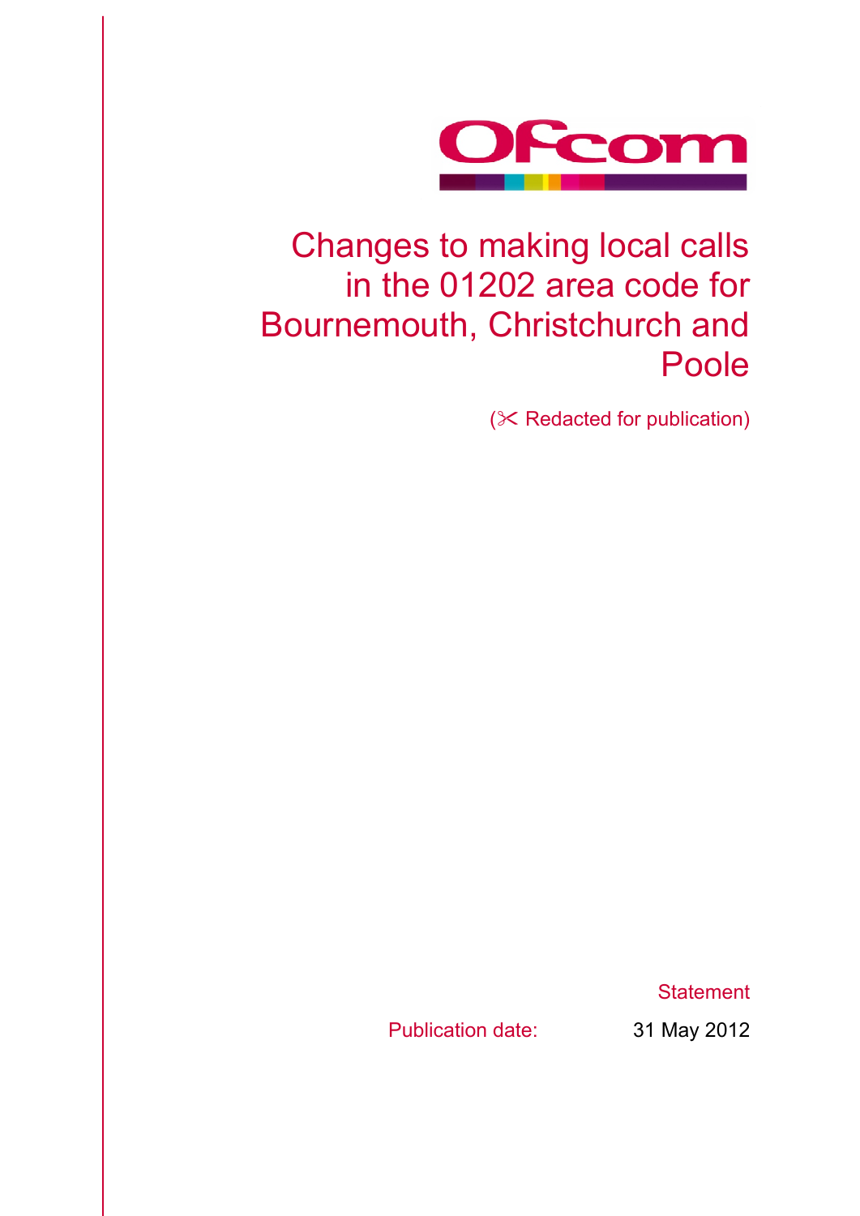Ofcom

# Changes to making local calls in the 01202 area code for Bournemouth, Christchurch and Poole

(✂ Redacted for publication)

Statement

Publication date: 31 May 2012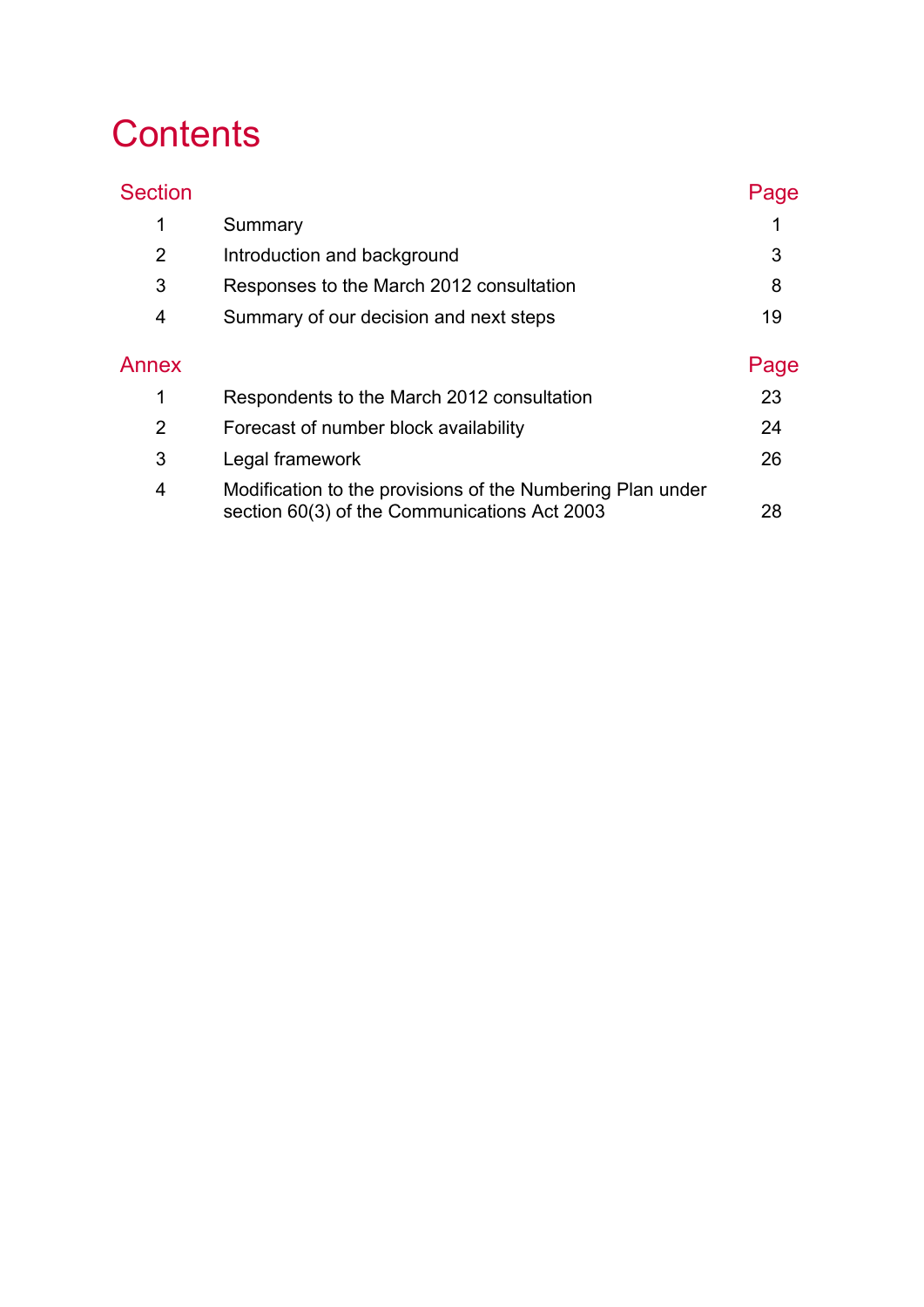# Contents

| Section | | Page |
|---|---|---|
| 1 | Summary | 1 |
| 2 | Introduction and background | 3 |
| 3 | Responses to the March 2012 consultation | 8 |
| 4 | Summary of our decision and next steps | 19 |

| Annex | | Page |
|---|---|---|
| 1 | Respondents to the March 2012 consultation | 23 |
| 2 | Forecast of number block availability | 24 |
| 3 | Legal framework | 26 |
| 4 | Modification to the provisions of the Numbering Plan under section 60(3) of the Communications Act 2003 | 28 |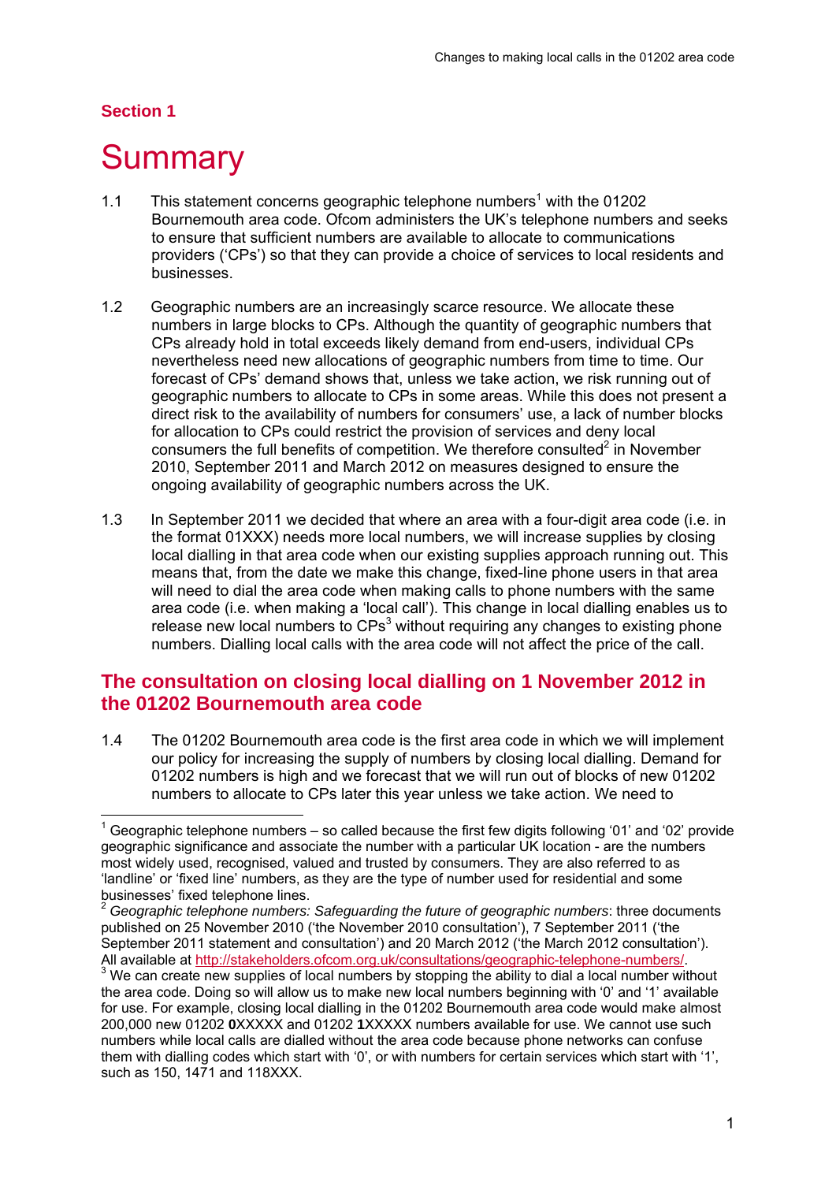## Section 1

# Summary

1.1 This statement concerns geographic telephone numbers[1] with the 01202 Bournemouth area code. Ofcom administers the UK's telephone numbers and seeks to ensure that sufficient numbers are available to allocate to communications providers ('CPs') so that they can provide a choice of services to local residents and businesses.

1.2 Geographic numbers are an increasingly scarce resource. We allocate these numbers in large blocks to CPs. Although the quantity of geographic numbers that CPs already hold in total exceeds likely demand from end-users, individual CPs nevertheless need new allocations of geographic numbers from time to time. Our forecast of CPs' demand shows that, unless we take action, we risk running out of geographic numbers to allocate to CPs in some areas. While this does not present a direct risk to the availability of numbers for consumers' use, a lack of number blocks for allocation to CPs could restrict the provision of services and deny local consumers the full benefits of competition. We therefore consulted[2] in November 2010, September 2011 and March 2012 on measures designed to ensure the ongoing availability of geographic numbers across the UK.

1.3 In September 2011 we decided that where an area with a four-digit area code (i.e. in the format 01XXX) needs more local numbers, we will increase supplies by closing local dialling in that area code when our existing supplies approach running out. This means that, from the date we make this change, fixed-line phone users in that area will need to dial the area code when making calls to phone numbers with the same area code (i.e. when making a 'local call'). This change in local dialling enables us to release new local numbers to CPs[3] without requiring any changes to existing phone numbers. Dialling local calls with the area code will not affect the price of the call.

## The consultation on closing local dialling on 1 November 2012 in the 01202 Bournemouth area code

1.4 The 01202 Bournemouth area code is the first area code in which we will implement our policy for increasing the supply of numbers by closing local dialling. Demand for 01202 numbers is high and we forecast that we will run out of blocks of new 01202 numbers to allocate to CPs later this year unless we take action. We need to

---

[1] Geographic telephone numbers – so called because the first few digits following '01' and '02' provide geographic significance and associate the number with a particular UK location - are the numbers most widely used, recognised, valued and trusted by consumers. They are also referred to as 'landline' or 'fixed line' numbers, as they are the type of number used for residential and some businesses' fixed telephone lines.

[2] *Geographic telephone numbers: Safeguarding the future of geographic numbers*: three documents published on 25 November 2010 ('the November 2010 consultation'), 7 September 2011 ('the September 2011 statement and consultation') and 20 March 2012 ('the March 2012 consultation'). All available at http://stakeholders.ofcom.org.uk/consultations/geographic-telephone-numbers/.

[3] We can create new supplies of local numbers by stopping the ability to dial a local number without the area code. Doing so will allow us to make new local numbers beginning with '0' and '1' available for use. For example, closing local dialling in the 01202 Bournemouth area code would make almost 200,000 new 01202 **0**XXXXX and 01202 **1**XXXXX numbers available for use. We cannot use such numbers while local calls are dialled without the area code because phone networks can confuse them with dialling codes which start with '0', or with numbers for certain services which start with '1', such as 150, 1471 and 118XXX.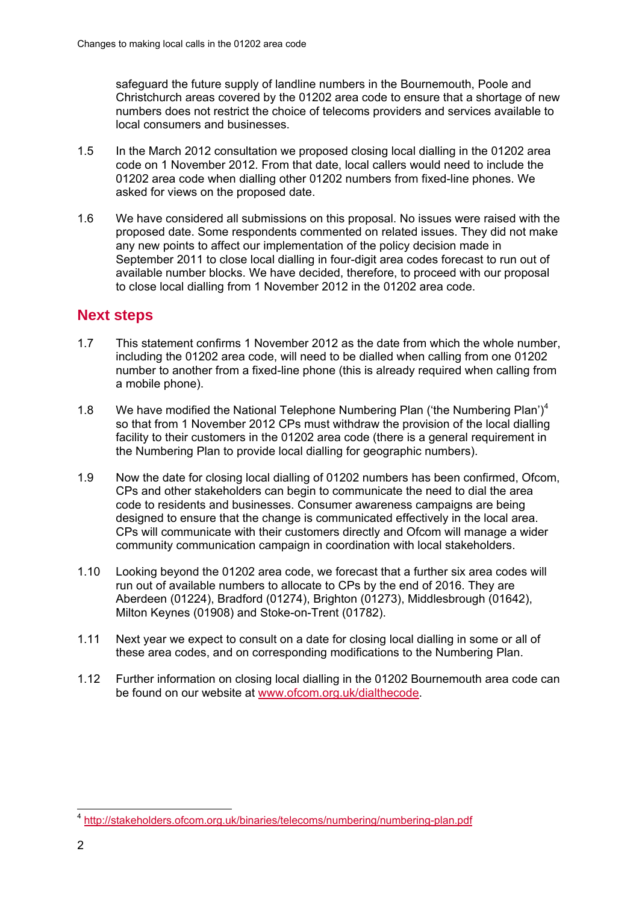safeguard the future supply of landline numbers in the Bournemouth, Poole and Christchurch areas covered by the 01202 area code to ensure that a shortage of new numbers does not restrict the choice of telecoms providers and services available to local consumers and businesses.

1.5 In the March 2012 consultation we proposed closing local dialling in the 01202 area code on 1 November 2012. From that date, local callers would need to include the 01202 area code when dialling other 01202 numbers from fixed-line phones. We asked for views on the proposed date.

1.6 We have considered all submissions on this proposal. No issues were raised with the proposed date. Some respondents commented on related issues. They did not make any new points to affect our implementation of the policy decision made in September 2011 to close local dialling in four-digit area codes forecast to run out of available number blocks. We have decided, therefore, to proceed with our proposal to close local dialling from 1 November 2012 in the 01202 area code.

## Next steps

1.7 This statement confirms 1 November 2012 as the date from which the whole number, including the 01202 area code, will need to be dialled when calling from one 01202 number to another from a fixed-line phone (this is already required when calling from a mobile phone).

1.8 We have modified the National Telephone Numbering Plan ('the Numbering Plan')[4] so that from 1 November 2012 CPs must withdraw the provision of the local dialling facility to their customers in the 01202 area code (there is a general requirement in the Numbering Plan to provide local dialling for geographic numbers).

1.9 Now the date for closing local dialling of 01202 numbers has been confirmed, Ofcom, CPs and other stakeholders can begin to communicate the need to dial the area code to residents and businesses. Consumer awareness campaigns are being designed to ensure that the change is communicated effectively in the local area. CPs will communicate with their customers directly and Ofcom will manage a wider community communication campaign in coordination with local stakeholders.

1.10 Looking beyond the 01202 area code, we forecast that a further six area codes will run out of available numbers to allocate to CPs by the end of 2016. They are Aberdeen (01224), Bradford (01274), Brighton (01273), Middlesbrough (01642), Milton Keynes (01908) and Stoke-on-Trent (01782).

1.11 Next year we expect to consult on a date for closing local dialling in some or all of these area codes, and on corresponding modifications to the Numbering Plan.

1.12 Further information on closing local dialling in the 01202 Bournemouth area code can be found on our website at www.ofcom.org.uk/dialthecode.

[4] http://stakeholders.ofcom.org.uk/binaries/telecoms/numbering/numbering-plan.pdf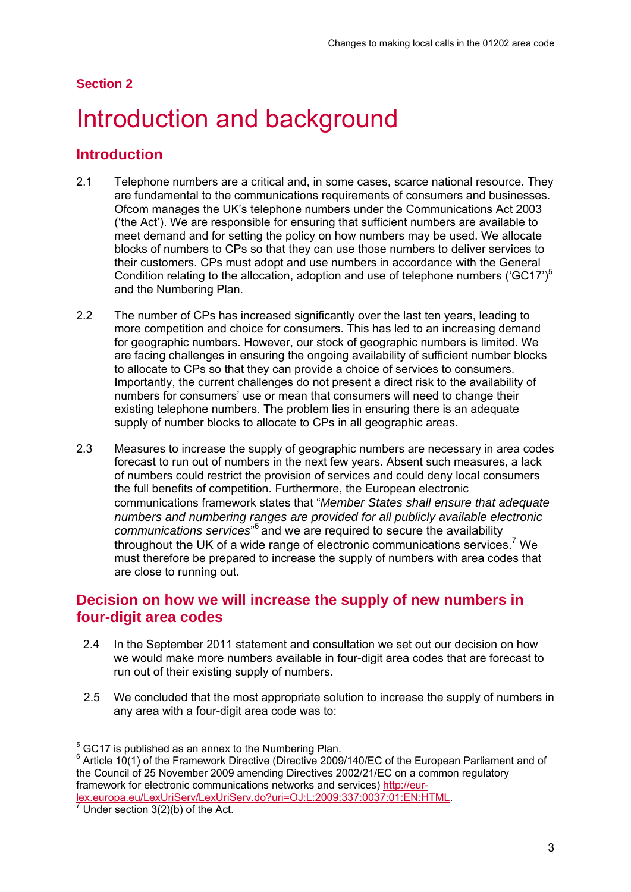## Section 2

# Introduction and background

## Introduction

2.1 Telephone numbers are a critical and, in some cases, scarce national resource. They are fundamental to the communications requirements of consumers and businesses. Ofcom manages the UK's telephone numbers under the Communications Act 2003 ('the Act'). We are responsible for ensuring that sufficient numbers are available to meet demand and for setting the policy on how numbers may be used. We allocate blocks of numbers to CPs so that they can use those numbers to deliver services to their customers. CPs must adopt and use numbers in accordance with the General Condition relating to the allocation, adoption and use of telephone numbers ('GC17')[5] and the Numbering Plan.

2.2 The number of CPs has increased significantly over the last ten years, leading to more competition and choice for consumers. This has led to an increasing demand for geographic numbers. However, our stock of geographic numbers is limited. We are facing challenges in ensuring the ongoing availability of sufficient number blocks to allocate to CPs so that they can provide a choice of services to consumers. Importantly, the current challenges do not present a direct risk to the availability of numbers for consumers' use or mean that consumers will need to change their existing telephone numbers. The problem lies in ensuring there is an adequate supply of number blocks to allocate to CPs in all geographic areas.

2.3 Measures to increase the supply of geographic numbers are necessary in area codes forecast to run out of numbers in the next few years. Absent such measures, a lack of numbers could restrict the provision of services and could deny local consumers the full benefits of competition. Furthermore, the European electronic communications framework states that "*Member States shall ensure that adequate numbers and numbering ranges are provided for all publicly available electronic communications services*"[6] and we are required to secure the availability throughout the UK of a wide range of electronic communications services.[7] We must therefore be prepared to increase the supply of numbers with area codes that are close to running out.

## Decision on how we will increase the supply of new numbers in four-digit area codes

2.4 In the September 2011 statement and consultation we set out our decision on how we would make more numbers available in four-digit area codes that are forecast to run out of their existing supply of numbers.

2.5 We concluded that the most appropriate solution to increase the supply of numbers in any area with a four-digit area code was to:

---

[5] GC17 is published as an annex to the Numbering Plan.

[6] Article 10(1) of the Framework Directive (Directive 2009/140/EC of the European Parliament and of the Council of 25 November 2009 amending Directives 2002/21/EC on a common regulatory framework for electronic communications networks and services) http://eur-lex.europa.eu/LexUriServ/LexUriServ.do?uri=OJ:L:2009:337:0037:01:EN:HTML.

[7] Under section 3(2)(b) of the Act.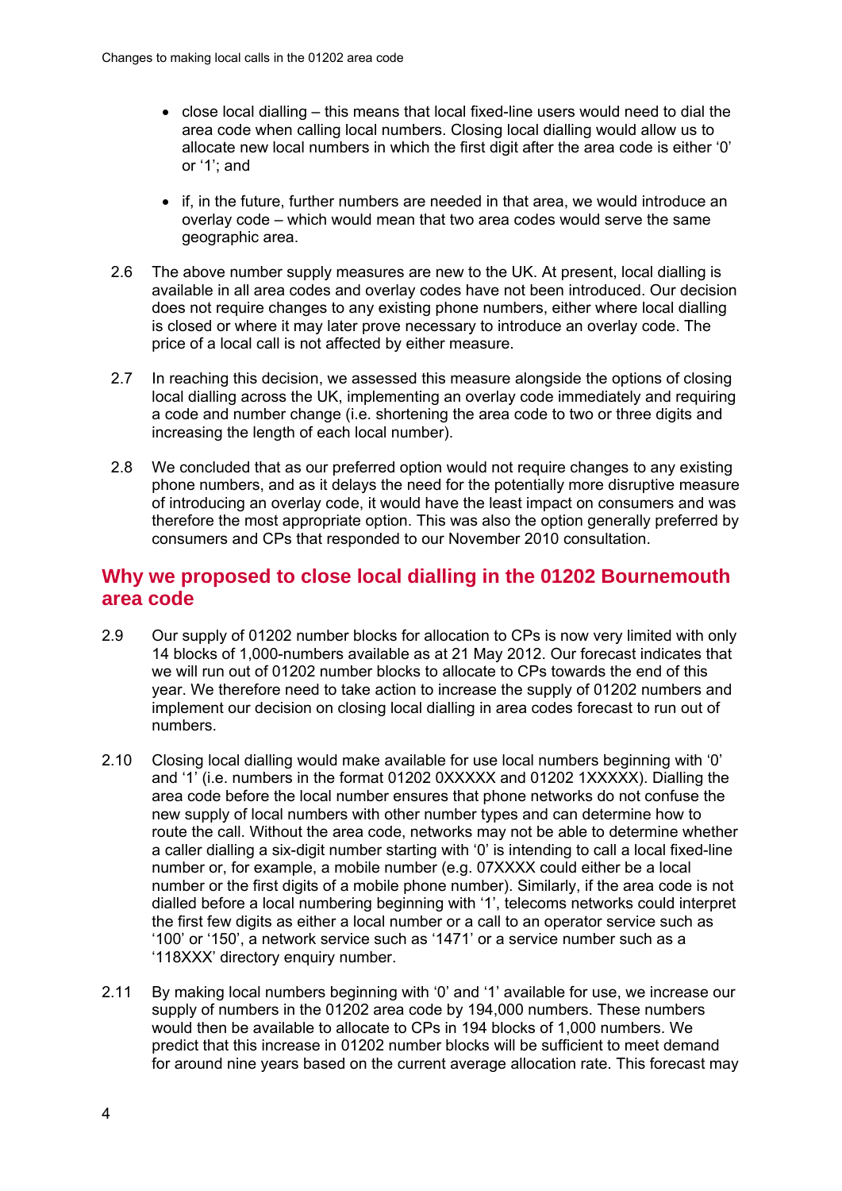- close local dialling – this means that local fixed-line users would need to dial the area code when calling local numbers. Closing local dialling would allow us to allocate new local numbers in which the first digit after the area code is either '0' or '1'; and

- if, in the future, further numbers are needed in that area, we would introduce an overlay code – which would mean that two area codes would serve the same geographic area.

2.6 The above number supply measures are new to the UK. At present, local dialling is available in all area codes and overlay codes have not been introduced. Our decision does not require changes to any existing phone numbers, either where local dialling is closed or where it may later prove necessary to introduce an overlay code. The price of a local call is not affected by either measure.

2.7 In reaching this decision, we assessed this measure alongside the options of closing local dialling across the UK, implementing an overlay code immediately and requiring a code and number change (i.e. shortening the area code to two or three digits and increasing the length of each local number).

2.8 We concluded that as our preferred option would not require changes to any existing phone numbers, and as it delays the need for the potentially more disruptive measure of introducing an overlay code, it would have the least impact on consumers and was therefore the most appropriate option. This was also the option generally preferred by consumers and CPs that responded to our November 2010 consultation.

## Why we proposed to close local dialling in the 01202 Bournemouth area code

2.9 Our supply of 01202 number blocks for allocation to CPs is now very limited with only 14 blocks of 1,000-numbers available as at 21 May 2012. Our forecast indicates that we will run out of 01202 number blocks to allocate to CPs towards the end of this year. We therefore need to take action to increase the supply of 01202 numbers and implement our decision on closing local dialling in area codes forecast to run out of numbers.

2.10 Closing local dialling would make available for use local numbers beginning with '0' and '1' (i.e. numbers in the format 01202 0XXXXX and 01202 1XXXXX). Dialling the area code before the local number ensures that phone networks do not confuse the new supply of local numbers with other number types and can determine how to route the call. Without the area code, networks may not be able to determine whether a caller dialling a six-digit number starting with '0' is intending to call a local fixed-line number or, for example, a mobile number (e.g. 07XXXX could either be a local number or the first digits of a mobile phone number). Similarly, if the area code is not dialled before a local numbering beginning with '1', telecoms networks could interpret the first few digits as either a local number or a call to an operator service such as '100' or '150', a network service such as '1471' or a service number such as a '118XXX' directory enquiry number.

2.11 By making local numbers beginning with '0' and '1' available for use, we increase our supply of numbers in the 01202 area code by 194,000 numbers. These numbers would then be available to allocate to CPs in 194 blocks of 1,000 numbers. We predict that this increase in 01202 number blocks will be sufficient to meet demand for around nine years based on the current average allocation rate. This forecast may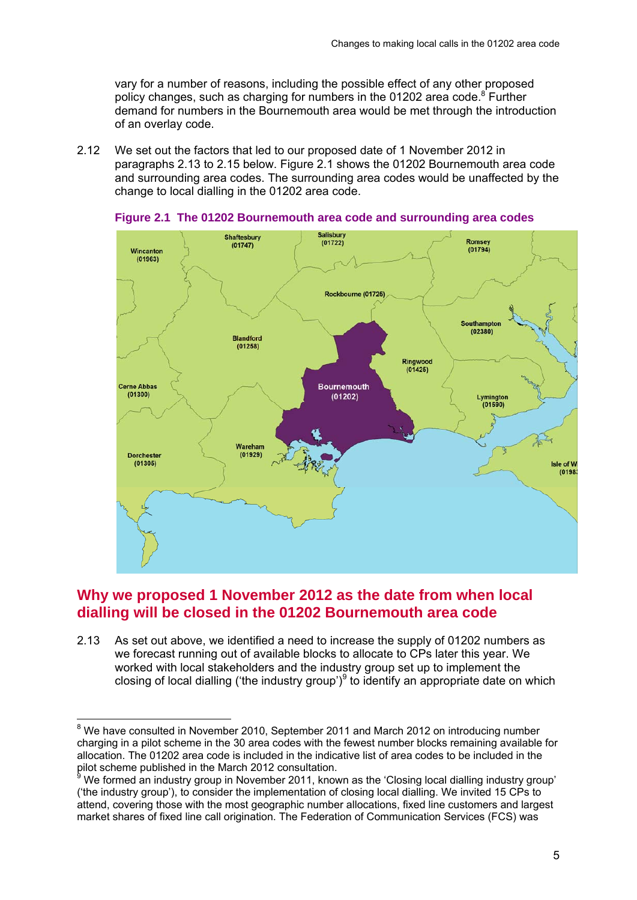vary for a number of reasons, including the possible effect of any other proposed policy changes, such as charging for numbers in the 01202 area code.[8] Further demand for numbers in the Bournemouth area would be met through the introduction of an overlay code.

2.12 We set out the factors that led to our proposed date of 1 November 2012 in paragraphs 2.13 to 2.15 below. Figure 2.1 shows the 01202 Bournemouth area code and surrounding area codes. The surrounding area codes would be unaffected by the change to local dialling in the 01202 area code.

**Figure 2.1 The 01202 Bournemouth area code and surrounding area codes**

Wincanton (01963)
Shaftesbury (01747)
Salisbury (01722)
Romsey (01794)
Rockbourne (01725)
Southampton (02380)
Blandford (01258)
Ringwood (01425)
Cerne Abbas (01300)
Bournemouth (01202)
Lymington (01590)
Wareham (01929)
Dorchester (01305)
Isle of W (0198

## Why we proposed 1 November 2012 as the date from when local dialling will be closed in the 01202 Bournemouth area code

2.13 As set out above, we identified a need to increase the supply of 01202 numbers as we forecast running out of available blocks to allocate to CPs later this year. We worked with local stakeholders and the industry group set up to implement the closing of local dialling ('the industry group')[9] to identify an appropriate date on which

---

[8] We have consulted in November 2010, September 2011 and March 2012 on introducing number charging in a pilot scheme in the 30 area codes with the fewest number blocks remaining available for allocation. The 01202 area code is included in the indicative list of area codes to be included in the pilot scheme published in the March 2012 consultation.

[9] We formed an industry group in November 2011, known as the 'Closing local dialling industry group' ('the industry group'), to consider the implementation of closing local dialling. We invited 15 CPs to attend, covering those with the most geographic number allocations, fixed line customers and largest market shares of fixed line call origination. The Federation of Communication Services (FCS) was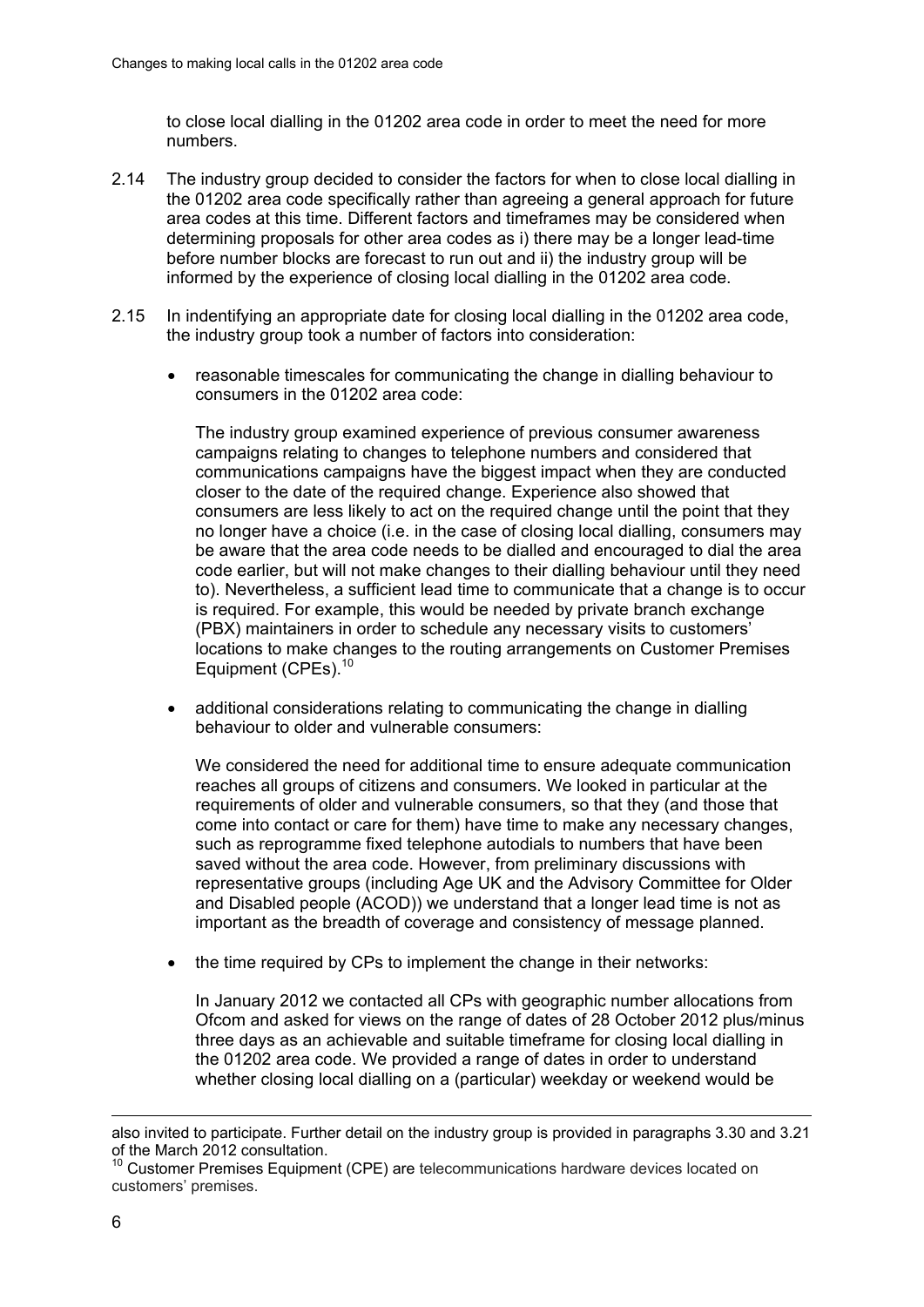to close local dialling in the 01202 area code in order to meet the need for more numbers.

2.14 The industry group decided to consider the factors for when to close local dialling in the 01202 area code specifically rather than agreeing a general approach for future area codes at this time. Different factors and timeframes may be considered when determining proposals for other area codes as i) there may be a longer lead-time before number blocks are forecast to run out and ii) the industry group will be informed by the experience of closing local dialling in the 01202 area code.

2.15 In indentifying an appropriate date for closing local dialling in the 01202 area code, the industry group took a number of factors into consideration:

- reasonable timescales for communicating the change in dialling behaviour to consumers in the 01202 area code:

  The industry group examined experience of previous consumer awareness campaigns relating to changes to telephone numbers and considered that communications campaigns have the biggest impact when they are conducted closer to the date of the required change. Experience also showed that consumers are less likely to act on the required change until the point that they no longer have a choice (i.e. in the case of closing local dialling, consumers may be aware that the area code needs to be dialled and encouraged to dial the area code earlier, but will not make changes to their dialling behaviour until they need to). Nevertheless, a sufficient lead time to communicate that a change is to occur is required. For example, this would be needed by private branch exchange (PBX) maintainers in order to schedule any necessary visits to customers' locations to make changes to the routing arrangements on Customer Premises Equipment (CPEs).[10]

- additional considerations relating to communicating the change in dialling behaviour to older and vulnerable consumers:

  We considered the need for additional time to ensure adequate communication reaches all groups of citizens and consumers. We looked in particular at the requirements of older and vulnerable consumers, so that they (and those that come into contact or care for them) have time to make any necessary changes, such as reprogramme fixed telephone autodials to numbers that have been saved without the area code. However, from preliminary discussions with representative groups (including Age UK and the Advisory Committee for Older and Disabled people (ACOD)) we understand that a longer lead time is not as important as the breadth of coverage and consistency of message planned.

- the time required by CPs to implement the change in their networks:

  In January 2012 we contacted all CPs with geographic number allocations from Ofcom and asked for views on the range of dates of 28 October 2012 plus/minus three days as an achievable and suitable timeframe for closing local dialling in the 01202 area code. We provided a range of dates in order to understand whether closing local dialling on a (particular) weekday or weekend would be

---

also invited to participate. Further detail on the industry group is provided in paragraphs 3.30 and 3.21 of the March 2012 consultation.

[10] Customer Premises Equipment (CPE) are telecommunications hardware devices located on customers' premises.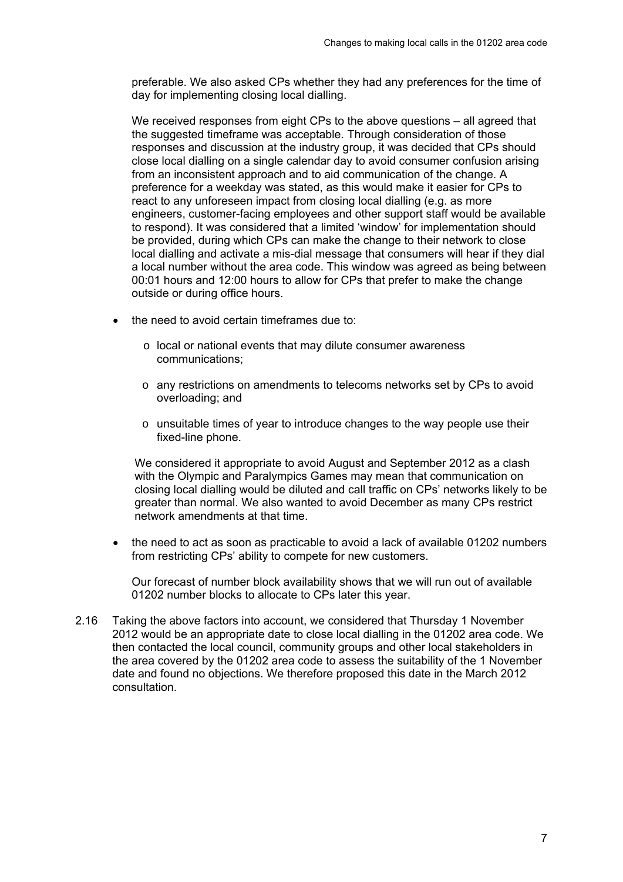preferable. We also asked CPs whether they had any preferences for the time of day for implementing closing local dialling.

We received responses from eight CPs to the above questions – all agreed that the suggested timeframe was acceptable. Through consideration of those responses and discussion at the industry group, it was decided that CPs should close local dialling on a single calendar day to avoid consumer confusion arising from an inconsistent approach and to aid communication of the change. A preference for a weekday was stated, as this would make it easier for CPs to react to any unforeseen impact from closing local dialling (e.g. as more engineers, customer-facing employees and other support staff would be available to respond). It was considered that a limited 'window' for implementation should be provided, during which CPs can make the change to their network to close local dialling and activate a mis-dial message that consumers will hear if they dial a local number without the area code. This window was agreed as being between 00:01 hours and 12:00 hours to allow for CPs that prefer to make the change outside or during office hours.

- the need to avoid certain timeframes due to:
  - local or national events that may dilute consumer awareness communications;
  - any restrictions on amendments to telecoms networks set by CPs to avoid overloading; and
  - unsuitable times of year to introduce changes to the way people use their fixed-line phone.

  We considered it appropriate to avoid August and September 2012 as a clash with the Olympic and Paralympics Games may mean that communication on closing local dialling would be diluted and call traffic on CPs' networks likely to be greater than normal. We also wanted to avoid December as many CPs restrict network amendments at that time.

- the need to act as soon as practicable to avoid a lack of available 01202 numbers from restricting CPs' ability to compete for new customers.

  Our forecast of number block availability shows that we will run out of available 01202 number blocks to allocate to CPs later this year.

2.16 Taking the above factors into account, we considered that Thursday 1 November 2012 would be an appropriate date to close local dialling in the 01202 area code. We then contacted the local council, community groups and other local stakeholders in the area covered by the 01202 area code to assess the suitability of the 1 November date and found no objections. We therefore proposed this date in the March 2012 consultation.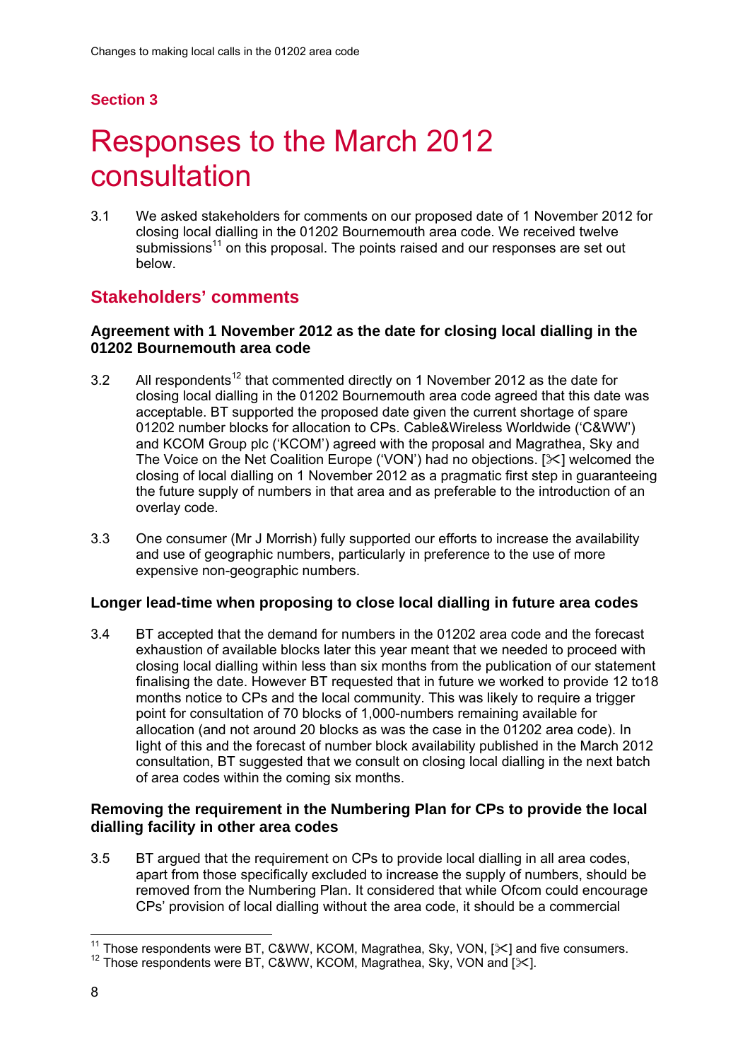Section 3

# Responses to the March 2012 consultation

3.1 We asked stakeholders for comments on our proposed date of 1 November 2012 for closing local dialling in the 01202 Bournemouth area code. We received twelve submissions[11] on this proposal. The points raised and our responses are set out below.

## Stakeholders' comments

### Agreement with 1 November 2012 as the date for closing local dialling in the 01202 Bournemouth area code

3.2 All respondents[12] that commented directly on 1 November 2012 as the date for closing local dialling in the 01202 Bournemouth area code agreed that this date was acceptable. BT supported the proposed date given the current shortage of spare 01202 number blocks for allocation to CPs. Cable&Wireless Worldwide ('C&WW') and KCOM Group plc ('KCOM') agreed with the proposal and Magrathea, Sky and The Voice on the Net Coalition Europe ('VON') had no objections. [✂] welcomed the closing of local dialling on 1 November 2012 as a pragmatic first step in guaranteeing the future supply of numbers in that area and as preferable to the introduction of an overlay code.

3.3 One consumer (Mr J Morrish) fully supported our efforts to increase the availability and use of geographic numbers, particularly in preference to the use of more expensive non-geographic numbers.

### Longer lead-time when proposing to close local dialling in future area codes

3.4 BT accepted that the demand for numbers in the 01202 area code and the forecast exhaustion of available blocks later this year meant that we needed to proceed with closing local dialling within less than six months from the publication of our statement finalising the date. However BT requested that in future we worked to provide 12 to18 months notice to CPs and the local community. This was likely to require a trigger point for consultation of 70 blocks of 1,000-numbers remaining available for allocation (and not around 20 blocks as was the case in the 01202 area code). In light of this and the forecast of number block availability published in the March 2012 consultation, BT suggested that we consult on closing local dialling in the next batch of area codes within the coming six months.

### Removing the requirement in the Numbering Plan for CPs to provide the local dialling facility in other area codes

3.5 BT argued that the requirement on CPs to provide local dialling in all area codes, apart from those specifically excluded to increase the supply of numbers, should be removed from the Numbering Plan. It considered that while Ofcom could encourage CPs' provision of local dialling without the area code, it should be a commercial

---

[11] Those respondents were BT, C&WW, KCOM, Magrathea, Sky, VON, [✂] and five consumers.

[12] Those respondents were BT, C&WW, KCOM, Magrathea, Sky, VON and [✂].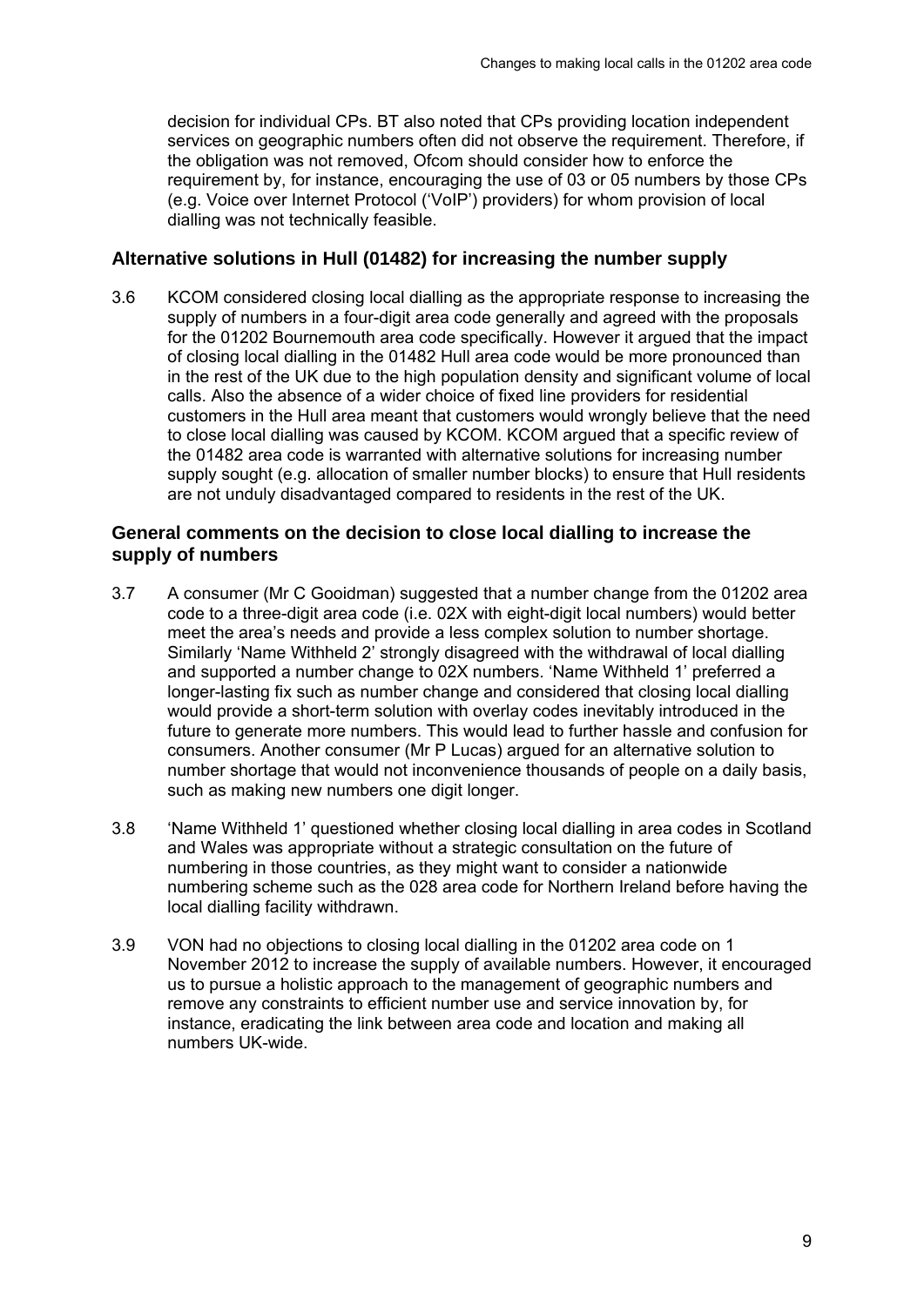decision for individual CPs. BT also noted that CPs providing location independent services on geographic numbers often did not observe the requirement. Therefore, if the obligation was not removed, Ofcom should consider how to enforce the requirement by, for instance, encouraging the use of 03 or 05 numbers by those CPs (e.g. Voice over Internet Protocol ('VoIP') providers) for whom provision of local dialling was not technically feasible.

### Alternative solutions in Hull (01482) for increasing the number supply

3.6 KCOM considered closing local dialling as the appropriate response to increasing the supply of numbers in a four-digit area code generally and agreed with the proposals for the 01202 Bournemouth area code specifically. However it argued that the impact of closing local dialling in the 01482 Hull area code would be more pronounced than in the rest of the UK due to the high population density and significant volume of local calls. Also the absence of a wider choice of fixed line providers for residential customers in the Hull area meant that customers would wrongly believe that the need to close local dialling was caused by KCOM. KCOM argued that a specific review of the 01482 area code is warranted with alternative solutions for increasing number supply sought (e.g. allocation of smaller number blocks) to ensure that Hull residents are not unduly disadvantaged compared to residents in the rest of the UK.

### General comments on the decision to close local dialling to increase the supply of numbers

3.7 A consumer (Mr C Gooidman) suggested that a number change from the 01202 area code to a three-digit area code (i.e. 02X with eight-digit local numbers) would better meet the area's needs and provide a less complex solution to number shortage. Similarly 'Name Withheld 2' strongly disagreed with the withdrawal of local dialling and supported a number change to 02X numbers. 'Name Withheld 1' preferred a longer-lasting fix such as number change and considered that closing local dialling would provide a short-term solution with overlay codes inevitably introduced in the future to generate more numbers. This would lead to further hassle and confusion for consumers. Another consumer (Mr P Lucas) argued for an alternative solution to number shortage that would not inconvenience thousands of people on a daily basis, such as making new numbers one digit longer.

3.8 'Name Withheld 1' questioned whether closing local dialling in area codes in Scotland and Wales was appropriate without a strategic consultation on the future of numbering in those countries, as they might want to consider a nationwide numbering scheme such as the 028 area code for Northern Ireland before having the local dialling facility withdrawn.

3.9 VON had no objections to closing local dialling in the 01202 area code on 1 November 2012 to increase the supply of available numbers. However, it encouraged us to pursue a holistic approach to the management of geographic numbers and remove any constraints to efficient number use and service innovation by, for instance, eradicating the link between area code and location and making all numbers UK-wide.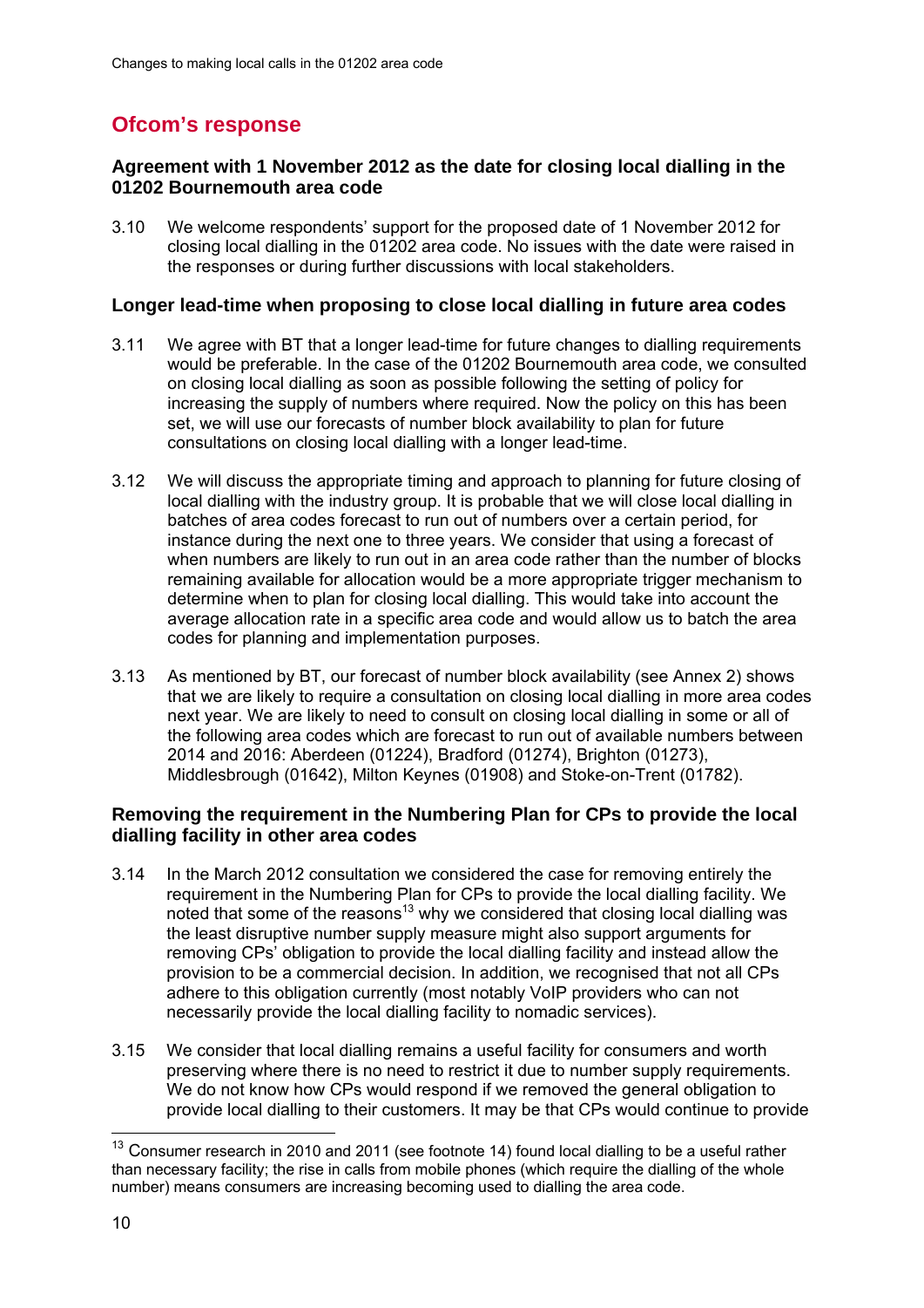## Ofcom's response

### Agreement with 1 November 2012 as the date for closing local dialling in the 01202 Bournemouth area code

3.10 We welcome respondents' support for the proposed date of 1 November 2012 for closing local dialling in the 01202 area code. No issues with the date were raised in the responses or during further discussions with local stakeholders.

### Longer lead-time when proposing to close local dialling in future area codes

3.11 We agree with BT that a longer lead-time for future changes to dialling requirements would be preferable. In the case of the 01202 Bournemouth area code, we consulted on closing local dialling as soon as possible following the setting of policy for increasing the supply of numbers where required. Now the policy on this has been set, we will use our forecasts of number block availability to plan for future consultations on closing local dialling with a longer lead-time.

3.12 We will discuss the appropriate timing and approach to planning for future closing of local dialling with the industry group. It is probable that we will close local dialling in batches of area codes forecast to run out of numbers over a certain period, for instance during the next one to three years. We consider that using a forecast of when numbers are likely to run out in an area code rather than the number of blocks remaining available for allocation would be a more appropriate trigger mechanism to determine when to plan for closing local dialling. This would take into account the average allocation rate in a specific area code and would allow us to batch the area codes for planning and implementation purposes.

3.13 As mentioned by BT, our forecast of number block availability (see Annex 2) shows that we are likely to require a consultation on closing local dialling in more area codes next year. We are likely to need to consult on closing local dialling in some or all of the following area codes which are forecast to run out of available numbers between 2014 and 2016: Aberdeen (01224), Bradford (01274), Brighton (01273), Middlesbrough (01642), Milton Keynes (01908) and Stoke-on-Trent (01782).

### Removing the requirement in the Numbering Plan for CPs to provide the local dialling facility in other area codes

3.14 In the March 2012 consultation we considered the case for removing entirely the requirement in the Numbering Plan for CPs to provide the local dialling facility. We noted that some of the reasons[13] why we considered that closing local dialling was the least disruptive number supply measure might also support arguments for removing CPs' obligation to provide the local dialling facility and instead allow the provision to be a commercial decision. In addition, we recognised that not all CPs adhere to this obligation currently (most notably VoIP providers who can not necessarily provide the local dialling facility to nomadic services).

3.15 We consider that local dialling remains a useful facility for consumers and worth preserving where there is no need to restrict it due to number supply requirements. We do not know how CPs would respond if we removed the general obligation to provide local dialling to their customers. It may be that CPs would continue to provide

[13] Consumer research in 2010 and 2011 (see footnote 14) found local dialling to be a useful rather than necessary facility; the rise in calls from mobile phones (which require the dialling of the whole number) means consumers are increasing becoming used to dialling the area code.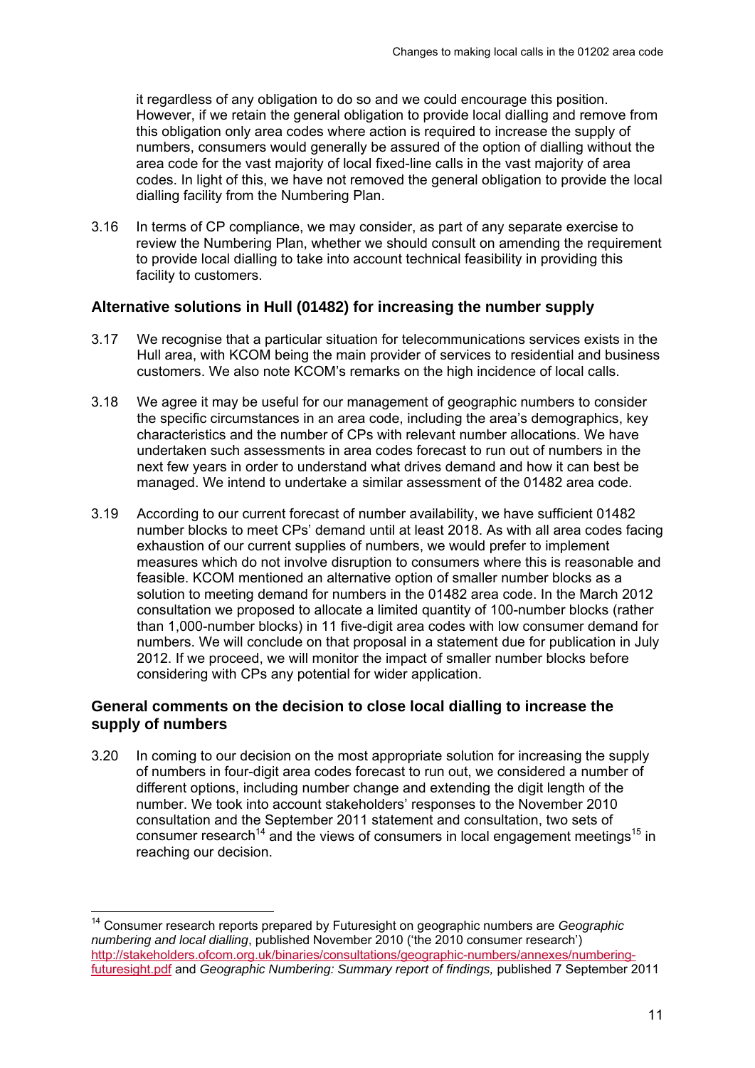it regardless of any obligation to do so and we could encourage this position. However, if we retain the general obligation to provide local dialling and remove from this obligation only area codes where action is required to increase the supply of numbers, consumers would generally be assured of the option of dialling without the area code for the vast majority of local fixed-line calls in the vast majority of area codes. In light of this, we have not removed the general obligation to provide the local dialling facility from the Numbering Plan.

3.16 In terms of CP compliance, we may consider, as part of any separate exercise to review the Numbering Plan, whether we should consult on amending the requirement to provide local dialling to take into account technical feasibility in providing this facility to customers.

### Alternative solutions in Hull (01482) for increasing the number supply

3.17 We recognise that a particular situation for telecommunications services exists in the Hull area, with KCOM being the main provider of services to residential and business customers. We also note KCOM's remarks on the high incidence of local calls.

3.18 We agree it may be useful for our management of geographic numbers to consider the specific circumstances in an area code, including the area's demographics, key characteristics and the number of CPs with relevant number allocations. We have undertaken such assessments in area codes forecast to run out of numbers in the next few years in order to understand what drives demand and how it can best be managed. We intend to undertake a similar assessment of the 01482 area code.

3.19 According to our current forecast of number availability, we have sufficient 01482 number blocks to meet CPs' demand until at least 2018. As with all area codes facing exhaustion of our current supplies of numbers, we would prefer to implement measures which do not involve disruption to consumers where this is reasonable and feasible. KCOM mentioned an alternative option of smaller number blocks as a solution to meeting demand for numbers in the 01482 area code. In the March 2012 consultation we proposed to allocate a limited quantity of 100-number blocks (rather than 1,000-number blocks) in 11 five-digit area codes with low consumer demand for numbers. We will conclude on that proposal in a statement due for publication in July 2012. If we proceed, we will monitor the impact of smaller number blocks before considering with CPs any potential for wider application.

### General comments on the decision to close local dialling to increase the supply of numbers

3.20 In coming to our decision on the most appropriate solution for increasing the supply of numbers in four-digit area codes forecast to run out, we considered a number of different options, including number change and extending the digit length of the number. We took into account stakeholders' responses to the November 2010 consultation and the September 2011 statement and consultation, two sets of consumer research[14] and the views of consumers in local engagement meetings[15] in reaching our decision.

[14] Consumer research reports prepared by Futuresight on geographic numbers are *Geographic numbering and local dialling*, published November 2010 ('the 2010 consumer research') http://stakeholders.ofcom.org.uk/binaries/consultations/geographic-numbers/annexes/numbering-futuresight.pdf and *Geographic Numbering: Summary report of findings,* published 7 September 2011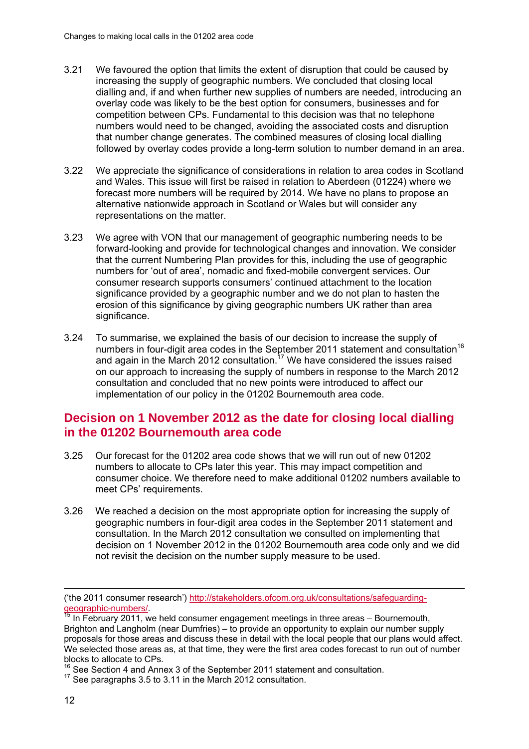3.21 We favoured the option that limits the extent of disruption that could be caused by increasing the supply of geographic numbers. We concluded that closing local dialling and, if and when further new supplies of numbers are needed, introducing an overlay code was likely to be the best option for consumers, businesses and for competition between CPs. Fundamental to this decision was that no telephone numbers would need to be changed, avoiding the associated costs and disruption that number change generates. The combined measures of closing local dialling followed by overlay codes provide a long-term solution to number demand in an area.

3.22 We appreciate the significance of considerations in relation to area codes in Scotland and Wales. This issue will first be raised in relation to Aberdeen (01224) where we forecast more numbers will be required by 2014. We have no plans to propose an alternative nationwide approach in Scotland or Wales but will consider any representations on the matter.

3.23 We agree with VON that our management of geographic numbering needs to be forward-looking and provide for technological changes and innovation. We consider that the current Numbering Plan provides for this, including the use of geographic numbers for 'out of area', nomadic and fixed-mobile convergent services. Our consumer research supports consumers' continued attachment to the location significance provided by a geographic number and we do not plan to hasten the erosion of this significance by giving geographic numbers UK rather than area significance.

3.24 To summarise, we explained the basis of our decision to increase the supply of numbers in four-digit area codes in the September 2011 statement and consultation[16] and again in the March 2012 consultation.[17] We have considered the issues raised on our approach to increasing the supply of numbers in response to the March 2012 consultation and concluded that no new points were introduced to affect our implementation of our policy in the 01202 Bournemouth area code.

## Decision on 1 November 2012 as the date for closing local dialling in the 01202 Bournemouth area code

3.25 Our forecast for the 01202 area code shows that we will run out of new 01202 numbers to allocate to CPs later this year. This may impact competition and consumer choice. We therefore need to make additional 01202 numbers available to meet CPs' requirements.

3.26 We reached a decision on the most appropriate option for increasing the supply of geographic numbers in four-digit area codes in the September 2011 statement and consultation. In the March 2012 consultation we consulted on implementing that decision on 1 November 2012 in the 01202 Bournemouth area code only and we did not revisit the decision on the number supply measure to be used.

---

('the 2011 consumer research') http://stakeholders.ofcom.org.uk/consultations/safeguarding-geographic-numbers/.

[15] In February 2011, we held consumer engagement meetings in three areas – Bournemouth, Brighton and Langholm (near Dumfries) – to provide an opportunity to explain our number supply proposals for those areas and discuss these in detail with the local people that our plans would affect. We selected those areas as, at that time, they were the first area codes forecast to run out of number blocks to allocate to CPs.

[16] See Section 4 and Annex 3 of the September 2011 statement and consultation.

[17] See paragraphs 3.5 to 3.11 in the March 2012 consultation.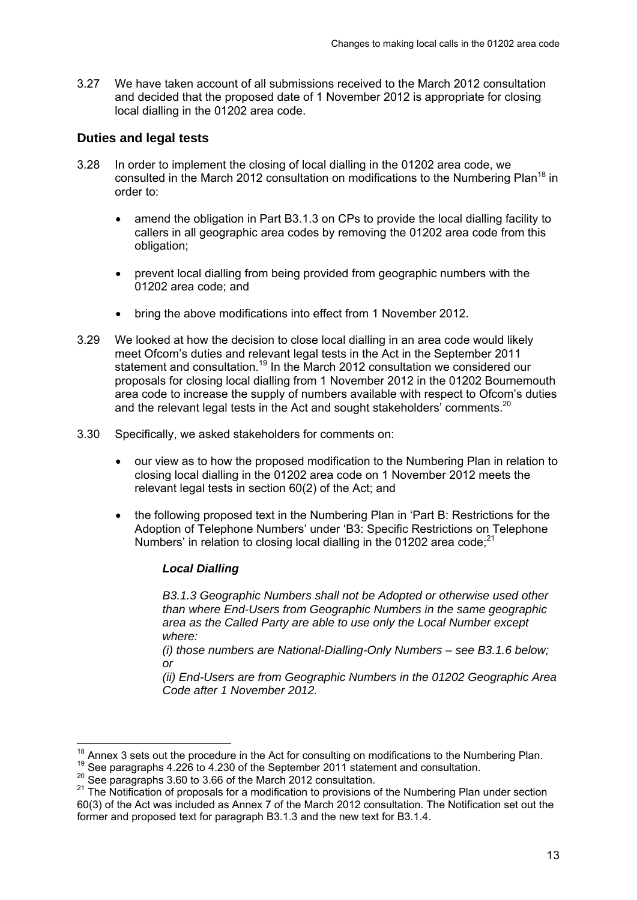3.27 We have taken account of all submissions received to the March 2012 consultation and decided that the proposed date of 1 November 2012 is appropriate for closing local dialling in the 01202 area code.

## Duties and legal tests

3.28 In order to implement the closing of local dialling in the 01202 area code, we consulted in the March 2012 consultation on modifications to the Numbering Plan[18] in order to:

- amend the obligation in Part B3.1.3 on CPs to provide the local dialling facility to callers in all geographic area codes by removing the 01202 area code from this obligation;
- prevent local dialling from being provided from geographic numbers with the 01202 area code; and
- bring the above modifications into effect from 1 November 2012.

3.29 We looked at how the decision to close local dialling in an area code would likely meet Ofcom's duties and relevant legal tests in the Act in the September 2011 statement and consultation.[19] In the March 2012 consultation we considered our proposals for closing local dialling from 1 November 2012 in the 01202 Bournemouth area code to increase the supply of numbers available with respect to Ofcom's duties and the relevant legal tests in the Act and sought stakeholders' comments.[20]

3.30 Specifically, we asked stakeholders for comments on:

- our view as to how the proposed modification to the Numbering Plan in relation to closing local dialling in the 01202 area code on 1 November 2012 meets the relevant legal tests in section 60(2) of the Act; and
- the following proposed text in the Numbering Plan in 'Part B: Restrictions for the Adoption of Telephone Numbers' under 'B3: Specific Restrictions on Telephone Numbers' in relation to closing local dialling in the 01202 area code;[21]

> ***Local Dialling***
>
> *B3.1.3 Geographic Numbers shall not be Adopted or otherwise used other than where End-Users from Geographic Numbers in the same geographic area as the Called Party are able to use only the Local Number except where:*
> *(i) those numbers are National-Dialling-Only Numbers – see B3.1.6 below; or*
> *(ii) End-Users are from Geographic Numbers in the 01202 Geographic Area Code after 1 November 2012.*

---

[18] Annex 3 sets out the procedure in the Act for consulting on modifications to the Numbering Plan.

[19] See paragraphs 4.226 to 4.230 of the September 2011 statement and consultation.

[20] See paragraphs 3.60 to 3.66 of the March 2012 consultation.

[21] The Notification of proposals for a modification to provisions of the Numbering Plan under section 60(3) of the Act was included as Annex 7 of the March 2012 consultation. The Notification set out the former and proposed text for paragraph B3.1.3 and the new text for B3.1.4.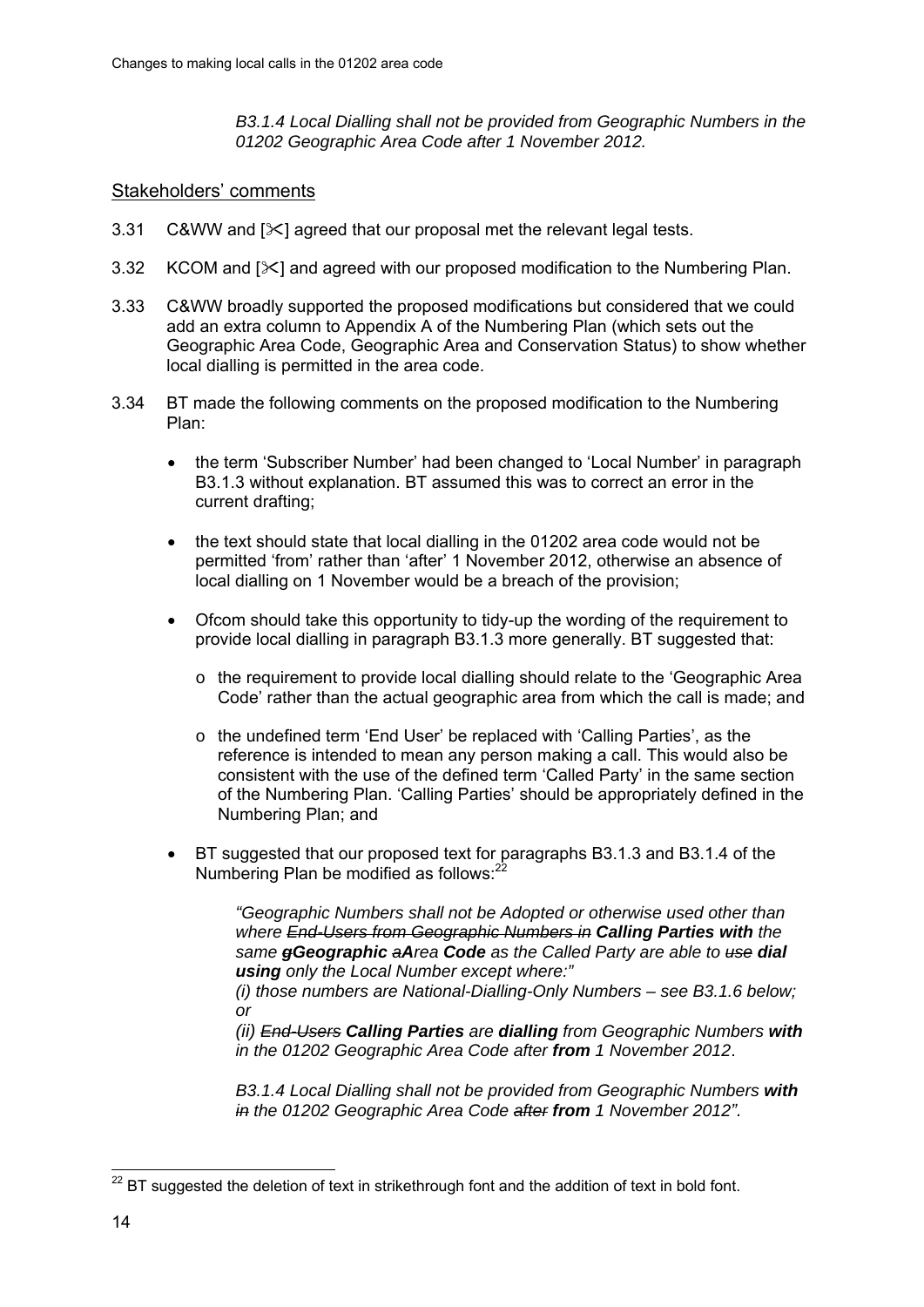*B3.1.4 Local Dialling shall not be provided from Geographic Numbers in the 01202 Geographic Area Code after 1 November 2012.*

## Stakeholders' comments

3.31 C&WW and [✂] agreed that our proposal met the relevant legal tests.

3.32 KCOM and [✂] and agreed with our proposed modification to the Numbering Plan.

3.33 C&WW broadly supported the proposed modifications but considered that we could add an extra column to Appendix A of the Numbering Plan (which sets out the Geographic Area Code, Geographic Area and Conservation Status) to show whether local dialling is permitted in the area code.

3.34 BT made the following comments on the proposed modification to the Numbering Plan:

- the term 'Subscriber Number' had been changed to 'Local Number' in paragraph B3.1.3 without explanation. BT assumed this was to correct an error in the current drafting;
- the text should state that local dialling in the 01202 area code would not be permitted 'from' rather than 'after' 1 November 2012, otherwise an absence of local dialling on 1 November would be a breach of the provision;
- Ofcom should take this opportunity to tidy-up the wording of the requirement to provide local dialling in paragraph B3.1.3 more generally. BT suggested that:
  - the requirement to provide local dialling should relate to the 'Geographic Area Code' rather than the actual geographic area from which the call is made; and
  - the undefined term 'End User' be replaced with 'Calling Parties', as the reference is intended to mean any person making a call. This would also be consistent with the use of the defined term 'Called Party' in the same section of the Numbering Plan. 'Calling Parties' should be appropriately defined in the Numbering Plan; and
- BT suggested that our proposed text for paragraphs B3.1.3 and B3.1.4 of the Numbering Plan be modified as follows:[22]

  *"Geographic Numbers shall not be Adopted or otherwise used other than where ~~End-Users from Geographic Numbers in~~ **Calling Parties with** the same ~~g~~**Geographic** ~~a~~**A**rea **Code** as the Called Party are able to ~~use~~ **dial using** only the Local Number except where:"*

  *(i) those numbers are National-Dialling-Only Numbers – see B3.1.6 below; or*

  *(ii) ~~End-Users~~ **Calling Parties** are **dialling** from Geographic Numbers **with** in the 01202 Geographic Area Code after **from** 1 November 2012*.

  *B3.1.4 Local Dialling shall not be provided from Geographic Numbers **with** ~~in~~ the 01202 Geographic Area Code ~~after~~ **from** 1 November 2012".*

[22] BT suggested the deletion of text in strikethrough font and the addition of text in bold font.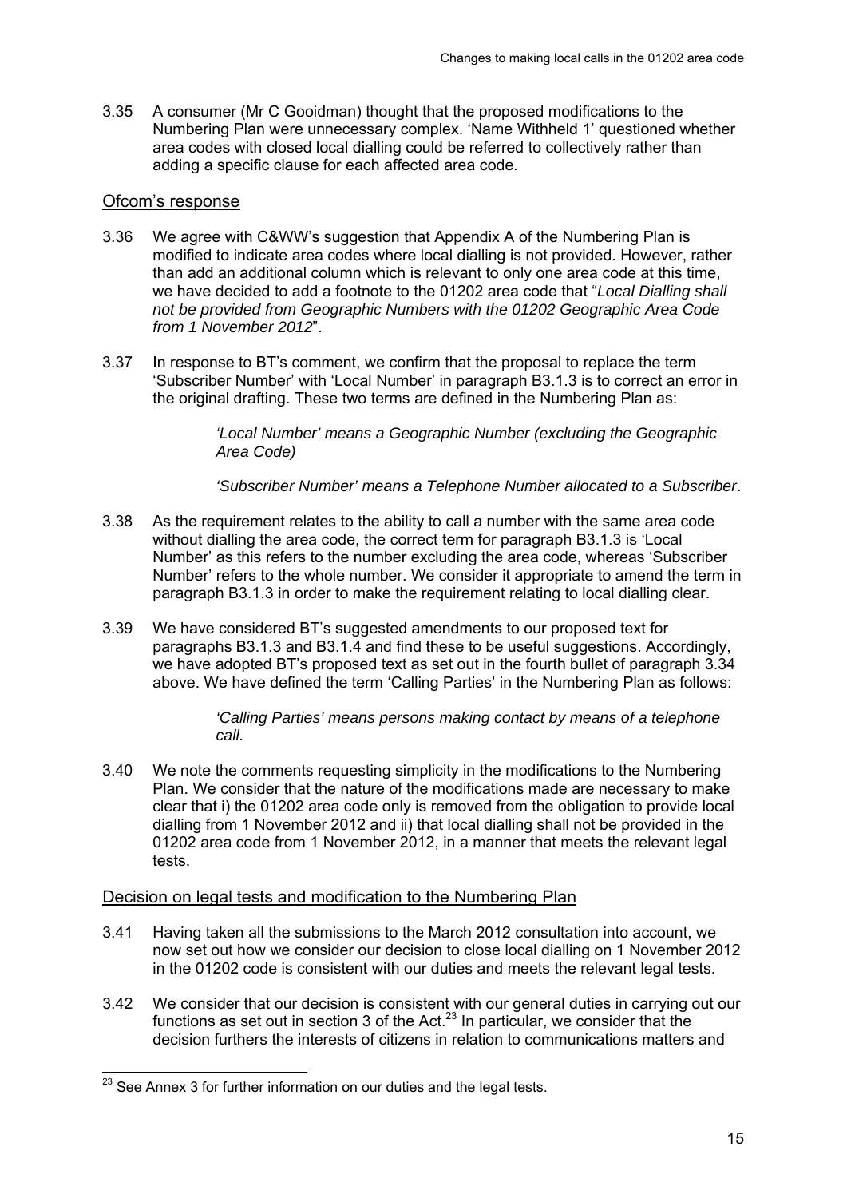3.35 A consumer (Mr C Gooidman) thought that the proposed modifications to the Numbering Plan were unnecessary complex. 'Name Withheld 1' questioned whether area codes with closed local dialling could be referred to collectively rather than adding a specific clause for each affected area code.

## Ofcom's response

3.36 We agree with C&WW's suggestion that Appendix A of the Numbering Plan is modified to indicate area codes where local dialling is not provided. However, rather than add an additional column which is relevant to only one area code at this time, we have decided to add a footnote to the 01202 area code that "*Local Dialling shall not be provided from Geographic Numbers with the 01202 Geographic Area Code from 1 November 2012*".

3.37 In response to BT's comment, we confirm that the proposal to replace the term 'Subscriber Number' with 'Local Number' in paragraph B3.1.3 is to correct an error in the original drafting. These two terms are defined in the Numbering Plan as:

> *'Local Number' means a Geographic Number (excluding the Geographic Area Code)*
>
> *'Subscriber Number' means a Telephone Number allocated to a Subscriber*.

3.38 As the requirement relates to the ability to call a number with the same area code without dialling the area code, the correct term for paragraph B3.1.3 is 'Local Number' as this refers to the number excluding the area code, whereas 'Subscriber Number' refers to the whole number. We consider it appropriate to amend the term in paragraph B3.1.3 in order to make the requirement relating to local dialling clear.

3.39 We have considered BT's suggested amendments to our proposed text for paragraphs B3.1.3 and B3.1.4 and find these to be useful suggestions. Accordingly, we have adopted BT's proposed text as set out in the fourth bullet of paragraph 3.34 above. We have defined the term 'Calling Parties' in the Numbering Plan as follows:

> *'Calling Parties' means persons making contact by means of a telephone call.*

3.40 We note the comments requesting simplicity in the modifications to the Numbering Plan. We consider that the nature of the modifications made are necessary to make clear that i) the 01202 area code only is removed from the obligation to provide local dialling from 1 November 2012 and ii) that local dialling shall not be provided in the 01202 area code from 1 November 2012, in a manner that meets the relevant legal tests.

## Decision on legal tests and modification to the Numbering Plan

3.41 Having taken all the submissions to the March 2012 consultation into account, we now set out how we consider our decision to close local dialling on 1 November 2012 in the 01202 code is consistent with our duties and meets the relevant legal tests.

3.42 We consider that our decision is consistent with our general duties in carrying out our functions as set out in section 3 of the Act.[23] In particular, we consider that the decision furthers the interests of citizens in relation to communications matters and

[23] See Annex 3 for further information on our duties and the legal tests.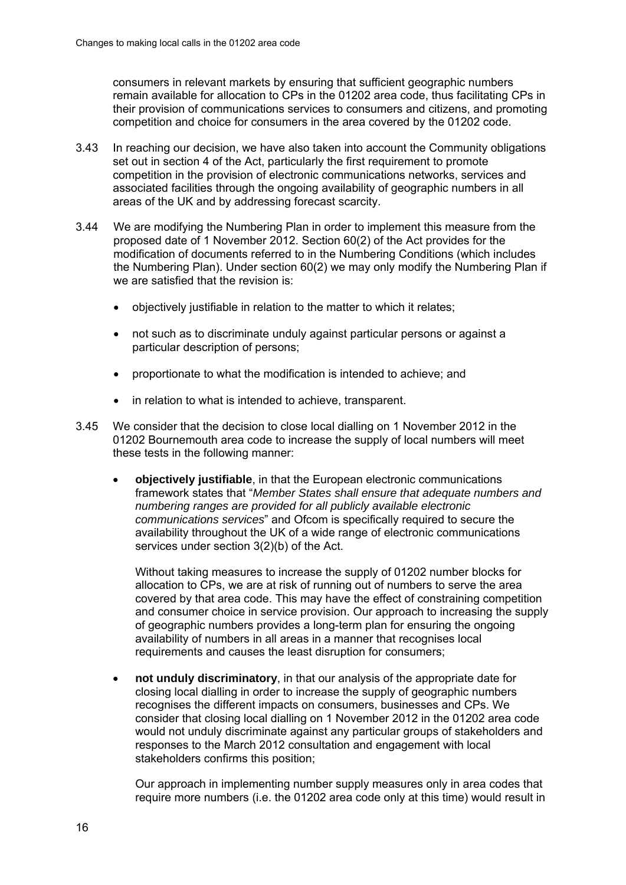consumers in relevant markets by ensuring that sufficient geographic numbers remain available for allocation to CPs in the 01202 area code, thus facilitating CPs in their provision of communications services to consumers and citizens, and promoting competition and choice for consumers in the area covered by the 01202 code.

3.43 In reaching our decision, we have also taken into account the Community obligations set out in section 4 of the Act, particularly the first requirement to promote competition in the provision of electronic communications networks, services and associated facilities through the ongoing availability of geographic numbers in all areas of the UK and by addressing forecast scarcity.

3.44 We are modifying the Numbering Plan in order to implement this measure from the proposed date of 1 November 2012. Section 60(2) of the Act provides for the modification of documents referred to in the Numbering Conditions (which includes the Numbering Plan). Under section 60(2) we may only modify the Numbering Plan if we are satisfied that the revision is:

- objectively justifiable in relation to the matter to which it relates;
- not such as to discriminate unduly against particular persons or against a particular description of persons;
- proportionate to what the modification is intended to achieve; and
- in relation to what is intended to achieve, transparent.

3.45 We consider that the decision to close local dialling on 1 November 2012 in the 01202 Bournemouth area code to increase the supply of local numbers will meet these tests in the following manner:

- **objectively justifiable**, in that the European electronic communications framework states that "*Member States shall ensure that adequate numbers and numbering ranges are provided for all publicly available electronic communications services*" and Ofcom is specifically required to secure the availability throughout the UK of a wide range of electronic communications services under section 3(2)(b) of the Act.

  Without taking measures to increase the supply of 01202 number blocks for allocation to CPs, we are at risk of running out of numbers to serve the area covered by that area code. This may have the effect of constraining competition and consumer choice in service provision. Our approach to increasing the supply of geographic numbers provides a long-term plan for ensuring the ongoing availability of numbers in all areas in a manner that recognises local requirements and causes the least disruption for consumers;

- **not unduly discriminatory**, in that our analysis of the appropriate date for closing local dialling in order to increase the supply of geographic numbers recognises the different impacts on consumers, businesses and CPs. We consider that closing local dialling on 1 November 2012 in the 01202 area code would not unduly discriminate against any particular groups of stakeholders and responses to the March 2012 consultation and engagement with local stakeholders confirms this position;

  Our approach in implementing number supply measures only in area codes that require more numbers (i.e. the 01202 area code only at this time) would result in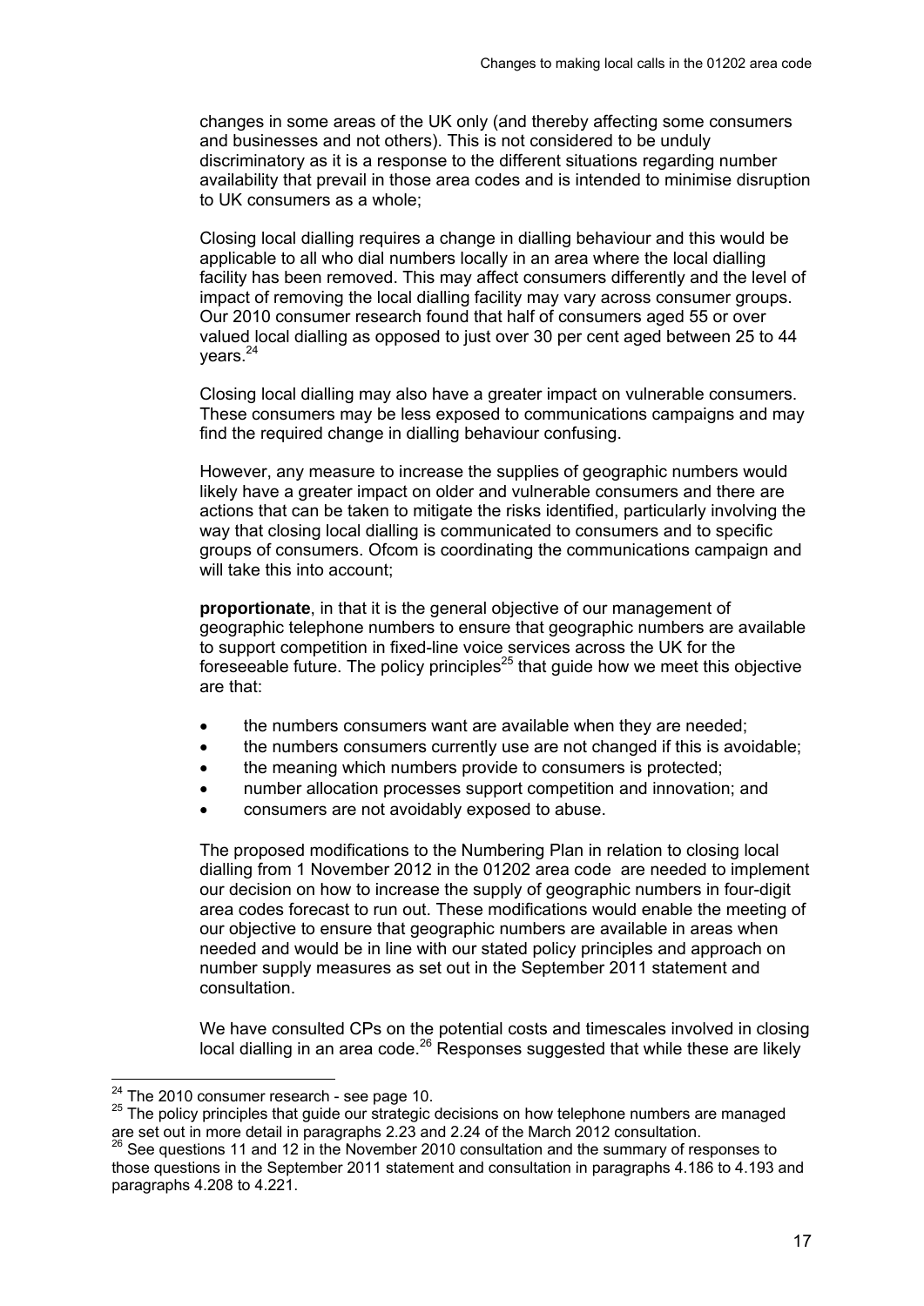changes in some areas of the UK only (and thereby affecting some consumers and businesses and not others). This is not considered to be unduly discriminatory as it is a response to the different situations regarding number availability that prevail in those area codes and is intended to minimise disruption to UK consumers as a whole;

Closing local dialling requires a change in dialling behaviour and this would be applicable to all who dial numbers locally in an area where the local dialling facility has been removed. This may affect consumers differently and the level of impact of removing the local dialling facility may vary across consumer groups. Our 2010 consumer research found that half of consumers aged 55 or over valued local dialling as opposed to just over 30 per cent aged between 25 to 44 years.[24]

Closing local dialling may also have a greater impact on vulnerable consumers. These consumers may be less exposed to communications campaigns and may find the required change in dialling behaviour confusing.

However, any measure to increase the supplies of geographic numbers would likely have a greater impact on older and vulnerable consumers and there are actions that can be taken to mitigate the risks identified, particularly involving the way that closing local dialling is communicated to consumers and to specific groups of consumers. Ofcom is coordinating the communications campaign and will take this into account;

**proportionate**, in that it is the general objective of our management of geographic telephone numbers to ensure that geographic numbers are available to support competition in fixed-line voice services across the UK for the foreseeable future. The policy principles[25] that guide how we meet this objective are that:

- the numbers consumers want are available when they are needed;
- the numbers consumers currently use are not changed if this is avoidable;
- the meaning which numbers provide to consumers is protected;
- number allocation processes support competition and innovation; and
- consumers are not avoidably exposed to abuse.

The proposed modifications to the Numbering Plan in relation to closing local dialling from 1 November 2012 in the 01202 area code are needed to implement our decision on how to increase the supply of geographic numbers in four-digit area codes forecast to run out. These modifications would enable the meeting of our objective to ensure that geographic numbers are available in areas when needed and would be in line with our stated policy principles and approach on number supply measures as set out in the September 2011 statement and consultation.

We have consulted CPs on the potential costs and timescales involved in closing local dialling in an area code.[26] Responses suggested that while these are likely

---

[24] The 2010 consumer research - see page 10.

[25] The policy principles that guide our strategic decisions on how telephone numbers are managed are set out in more detail in paragraphs 2.23 and 2.24 of the March 2012 consultation.

[26] See questions 11 and 12 in the November 2010 consultation and the summary of responses to those questions in the September 2011 statement and consultation in paragraphs 4.186 to 4.193 and paragraphs 4.208 to 4.221.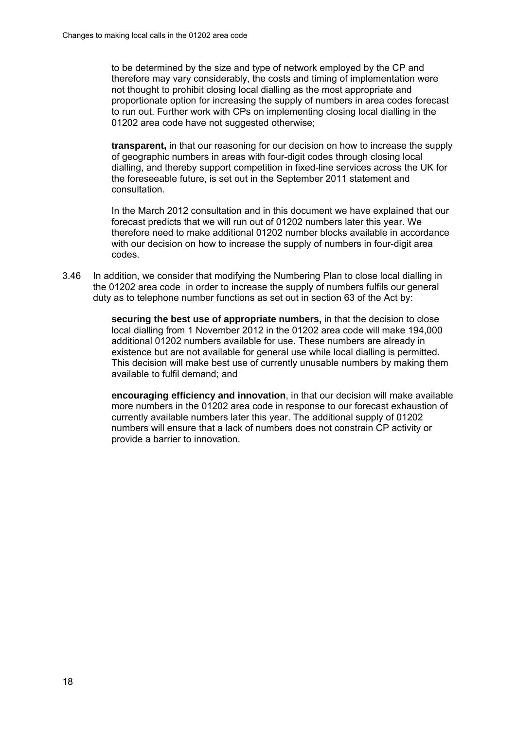to be determined by the size and type of network employed by the CP and therefore may vary considerably, the costs and timing of implementation were not thought to prohibit closing local dialling as the most appropriate and proportionate option for increasing the supply of numbers in area codes forecast to run out. Further work with CPs on implementing closing local dialling in the 01202 area code have not suggested otherwise;

**transparent,** in that our reasoning for our decision on how to increase the supply of geographic numbers in areas with four-digit codes through closing local dialling, and thereby support competition in fixed-line services across the UK for the foreseeable future, is set out in the September 2011 statement and consultation.

In the March 2012 consultation and in this document we have explained that our forecast predicts that we will run out of 01202 numbers later this year. We therefore need to make additional 01202 number blocks available in accordance with our decision on how to increase the supply of numbers in four-digit area codes.

3.46 In addition, we consider that modifying the Numbering Plan to close local dialling in the 01202 area code in order to increase the supply of numbers fulfils our general duty as to telephone number functions as set out in section 63 of the Act by:

**securing the best use of appropriate numbers,** in that the decision to close local dialling from 1 November 2012 in the 01202 area code will make 194,000 additional 01202 numbers available for use. These numbers are already in existence but are not available for general use while local dialling is permitted. This decision will make best use of currently unusable numbers by making them available to fulfil demand; and

**encouraging efficiency and innovation**, in that our decision will make available more numbers in the 01202 area code in response to our forecast exhaustion of currently available numbers later this year. The additional supply of 01202 numbers will ensure that a lack of numbers does not constrain CP activity or provide a barrier to innovation.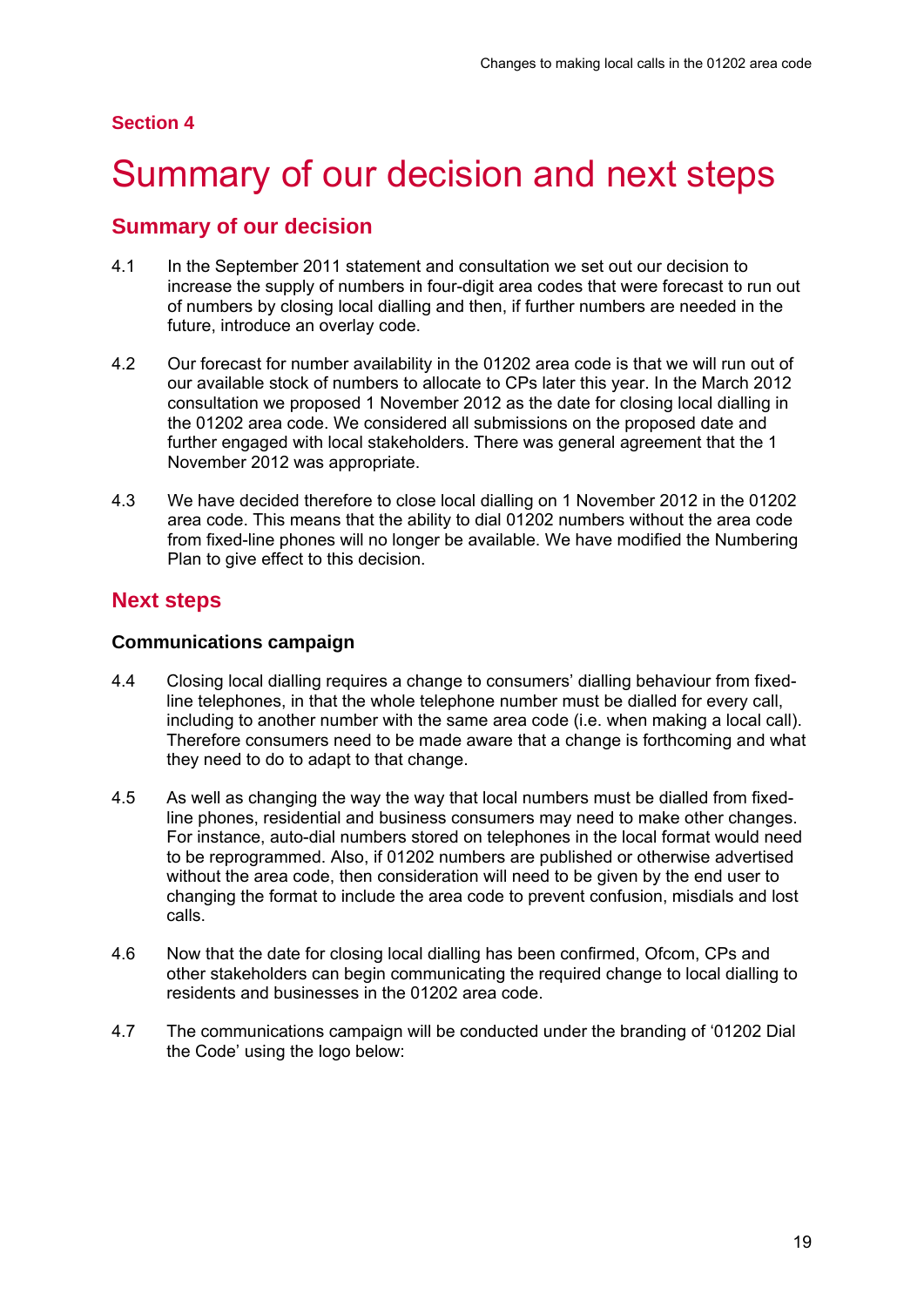## Section 4

# Summary of our decision and next steps

## Summary of our decision

4.1 In the September 2011 statement and consultation we set out our decision to increase the supply of numbers in four-digit area codes that were forecast to run out of numbers by closing local dialling and then, if further numbers are needed in the future, introduce an overlay code.

4.2 Our forecast for number availability in the 01202 area code is that we will run out of our available stock of numbers to allocate to CPs later this year. In the March 2012 consultation we proposed 1 November 2012 as the date for closing local dialling in the 01202 area code. We considered all submissions on the proposed date and further engaged with local stakeholders. There was general agreement that the 1 November 2012 was appropriate.

4.3 We have decided therefore to close local dialling on 1 November 2012 in the 01202 area code. This means that the ability to dial 01202 numbers without the area code from fixed-line phones will no longer be available. We have modified the Numbering Plan to give effect to this decision.

## Next steps

### Communications campaign

4.4 Closing local dialling requires a change to consumers' dialling behaviour from fixed-line telephones, in that the whole telephone number must be dialled for every call, including to another number with the same area code (i.e. when making a local call). Therefore consumers need to be made aware that a change is forthcoming and what they need to do to adapt to that change.

4.5 As well as changing the way the way that local numbers must be dialled from fixed-line phones, residential and business consumers may need to make other changes. For instance, auto-dial numbers stored on telephones in the local format would need to be reprogrammed. Also, if 01202 numbers are published or otherwise advertised without the area code, then consideration will need to be given by the end user to changing the format to include the area code to prevent confusion, misdials and lost calls.

4.6 Now that the date for closing local dialling has been confirmed, Ofcom, CPs and other stakeholders can begin communicating the required change to local dialling to residents and businesses in the 01202 area code.

4.7 The communications campaign will be conducted under the branding of '01202 Dial the Code' using the logo below: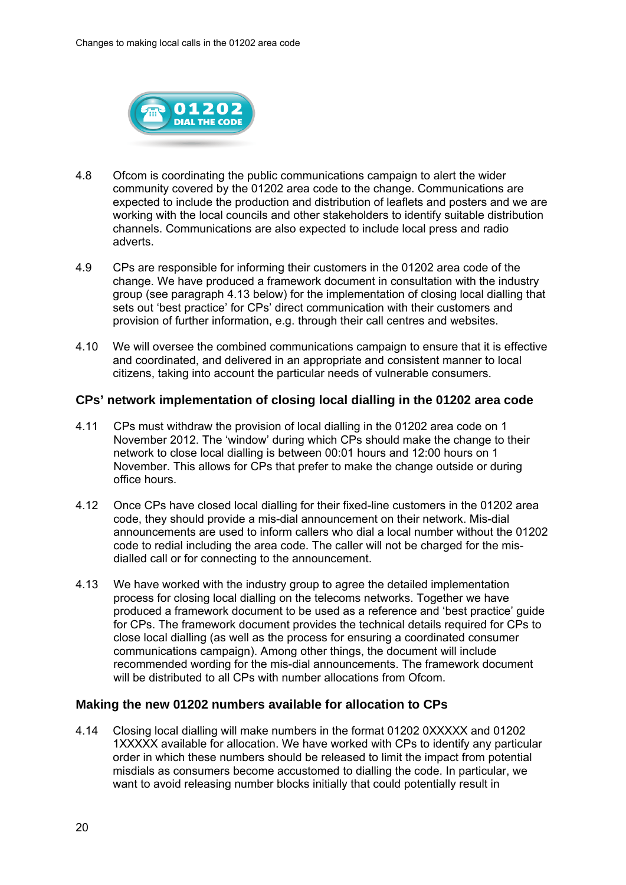4.8 Ofcom is coordinating the public communications campaign to alert the wider community covered by the 01202 area code to the change. Communications are expected to include the production and distribution of leaflets and posters and we are working with the local councils and other stakeholders to identify suitable distribution channels. Communications are also expected to include local press and radio adverts.

4.9 CPs are responsible for informing their customers in the 01202 area code of the change. We have produced a framework document in consultation with the industry group (see paragraph 4.13 below) for the implementation of closing local dialling that sets out 'best practice' for CPs' direct communication with their customers and provision of further information, e.g. through their call centres and websites.

4.10 We will oversee the combined communications campaign to ensure that it is effective and coordinated, and delivered in an appropriate and consistent manner to local citizens, taking into account the particular needs of vulnerable consumers.

### CPs' network implementation of closing local dialling in the 01202 area code

4.11 CPs must withdraw the provision of local dialling in the 01202 area code on 1 November 2012. The 'window' during which CPs should make the change to their network to close local dialling is between 00:01 hours and 12:00 hours on 1 November. This allows for CPs that prefer to make the change outside or during office hours.

4.12 Once CPs have closed local dialling for their fixed-line customers in the 01202 area code, they should provide a mis-dial announcement on their network. Mis-dial announcements are used to inform callers who dial a local number without the 01202 code to redial including the area code. The caller will not be charged for the mis-dialled call or for connecting to the announcement.

4.13 We have worked with the industry group to agree the detailed implementation process for closing local dialling on the telecoms networks. Together we have produced a framework document to be used as a reference and 'best practice' guide for CPs. The framework document provides the technical details required for CPs to close local dialling (as well as the process for ensuring a coordinated consumer communications campaign). Among other things, the document will include recommended wording for the mis-dial announcements. The framework document will be distributed to all CPs with number allocations from Ofcom.

### Making the new 01202 numbers available for allocation to CPs

4.14 Closing local dialling will make numbers in the format 01202 0XXXXX and 01202 1XXXXX available for allocation. We have worked with CPs to identify any particular order in which these numbers should be released to limit the impact from potential misdials as consumers become accustomed to dialling the code. In particular, we want to avoid releasing number blocks initially that could potentially result in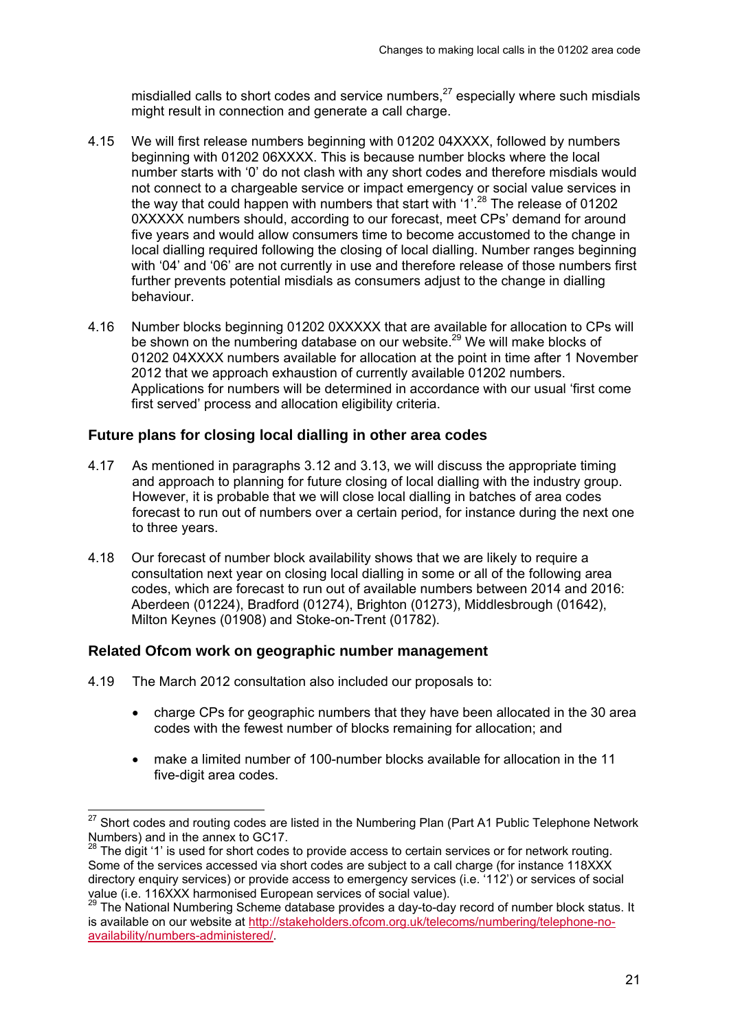misdialled calls to short codes and service numbers,[27] especially where such misdials might result in connection and generate a call charge.

4.15 We will first release numbers beginning with 01202 04XXXX, followed by numbers beginning with 01202 06XXXX. This is because number blocks where the local number starts with '0' do not clash with any short codes and therefore misdials would not connect to a chargeable service or impact emergency or social value services in the way that could happen with numbers that start with '1'.[28] The release of 01202 0XXXXX numbers should, according to our forecast, meet CPs' demand for around five years and would allow consumers time to become accustomed to the change in local dialling required following the closing of local dialling. Number ranges beginning with '04' and '06' are not currently in use and therefore release of those numbers first further prevents potential misdials as consumers adjust to the change in dialling behaviour.

4.16 Number blocks beginning 01202 0XXXXX that are available for allocation to CPs will be shown on the numbering database on our website.[29] We will make blocks of 01202 04XXXX numbers available for allocation at the point in time after 1 November 2012 that we approach exhaustion of currently available 01202 numbers. Applications for numbers will be determined in accordance with our usual 'first come first served' process and allocation eligibility criteria.

## Future plans for closing local dialling in other area codes

4.17 As mentioned in paragraphs 3.12 and 3.13, we will discuss the appropriate timing and approach to planning for future closing of local dialling with the industry group. However, it is probable that we will close local dialling in batches of area codes forecast to run out of numbers over a certain period, for instance during the next one to three years.

4.18 Our forecast of number block availability shows that we are likely to require a consultation next year on closing local dialling in some or all of the following area codes, which are forecast to run out of available numbers between 2014 and 2016: Aberdeen (01224), Bradford (01274), Brighton (01273), Middlesbrough (01642), Milton Keynes (01908) and Stoke-on-Trent (01782).

## Related Ofcom work on geographic number management

4.19 The March 2012 consultation also included our proposals to:

- charge CPs for geographic numbers that they have been allocated in the 30 area codes with the fewest number of blocks remaining for allocation; and
- make a limited number of 100-number blocks available for allocation in the 11 five-digit area codes.

---

[27] Short codes and routing codes are listed in the Numbering Plan (Part A1 Public Telephone Network Numbers) and in the annex to GC17.

[28] The digit '1' is used for short codes to provide access to certain services or for network routing. Some of the services accessed via short codes are subject to a call charge (for instance 118XXX directory enquiry services) or provide access to emergency services (i.e. '112') or services of social value (i.e. 116XXX harmonised European services of social value).

[29] The National Numbering Scheme database provides a day-to-day record of number block status. It is available on our website at http://stakeholders.ofcom.org.uk/telecoms/numbering/telephone-no-availability/numbers-administered/.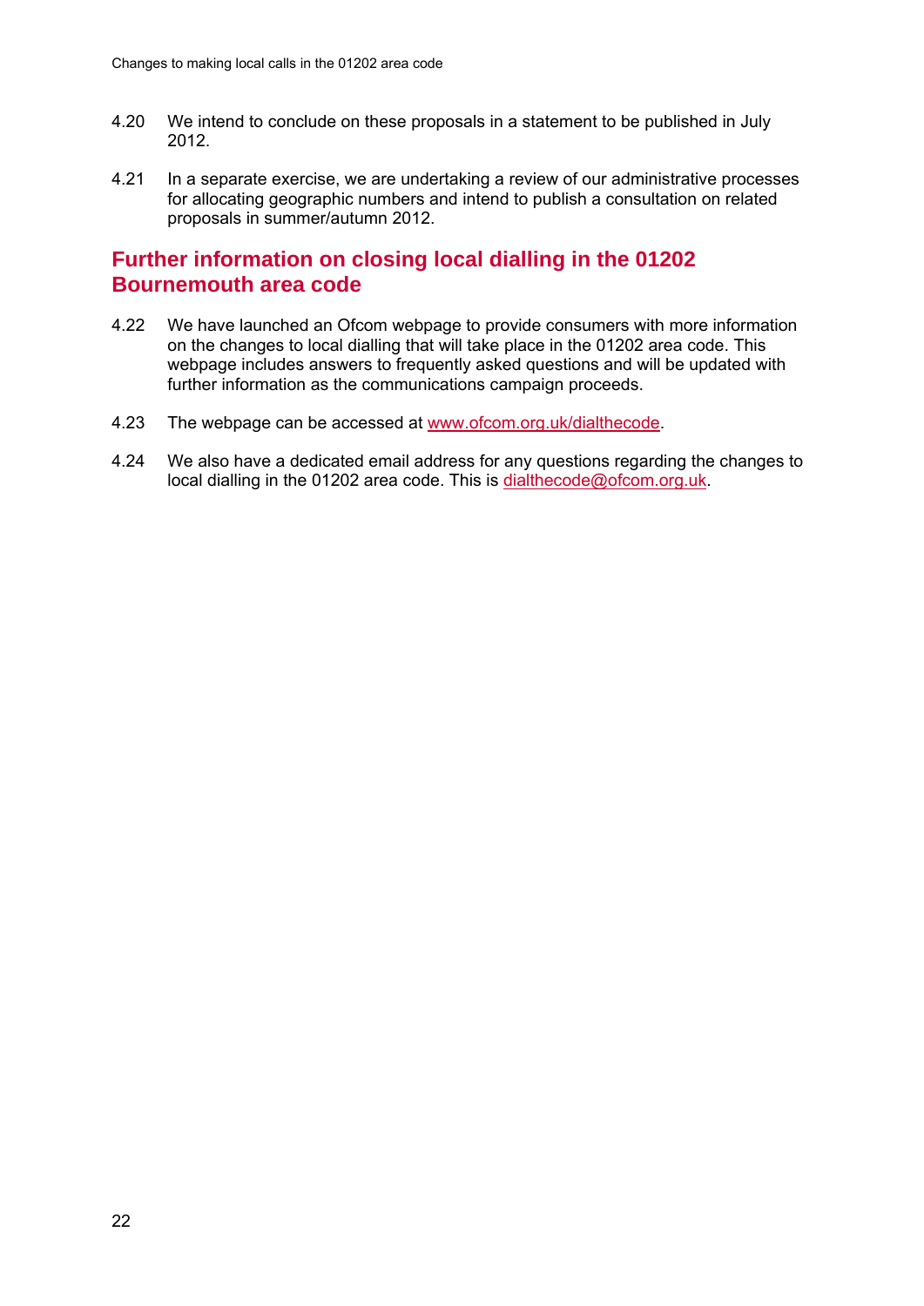4.20 We intend to conclude on these proposals in a statement to be published in July 2012.

4.21 In a separate exercise, we are undertaking a review of our administrative processes for allocating geographic numbers and intend to publish a consultation on related proposals in summer/autumn 2012.

## Further information on closing local dialling in the 01202 Bournemouth area code

4.22 We have launched an Ofcom webpage to provide consumers with more information on the changes to local dialling that will take place in the 01202 area code. This webpage includes answers to frequently asked questions and will be updated with further information as the communications campaign proceeds.

4.23 The webpage can be accessed at www.ofcom.org.uk/dialthecode.

4.24 We also have a dedicated email address for any questions regarding the changes to local dialling in the 01202 area code. This is dialthecode@ofcom.org.uk.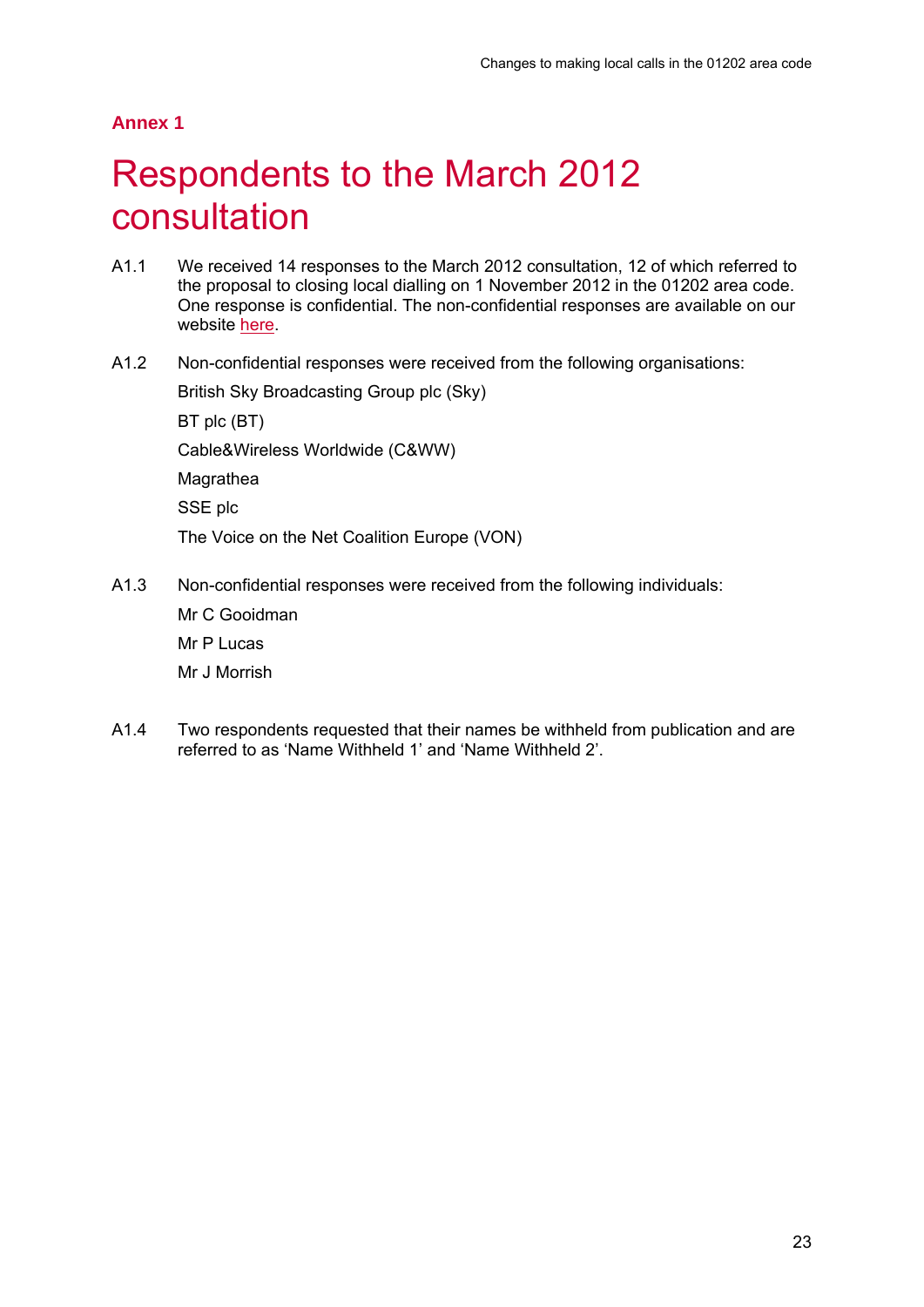**Annex 1**

# Respondents to the March 2012 consultation

A1.1 We received 14 responses to the March 2012 consultation, 12 of which referred to the proposal to closing local dialling on 1 November 2012 in the 01202 area code. One response is confidential. The non-confidential responses are available on our website here.

A1.2 Non-confidential responses were received from the following organisations:

British Sky Broadcasting Group plc (Sky)

BT plc (BT)

Cable&Wireless Worldwide (C&WW)

Magrathea

SSE plc

The Voice on the Net Coalition Europe (VON)

A1.3 Non-confidential responses were received from the following individuals:

Mr C Gooidman

Mr P Lucas

Mr J Morrish

A1.4 Two respondents requested that their names be withheld from publication and are referred to as 'Name Withheld 1' and 'Name Withheld 2'.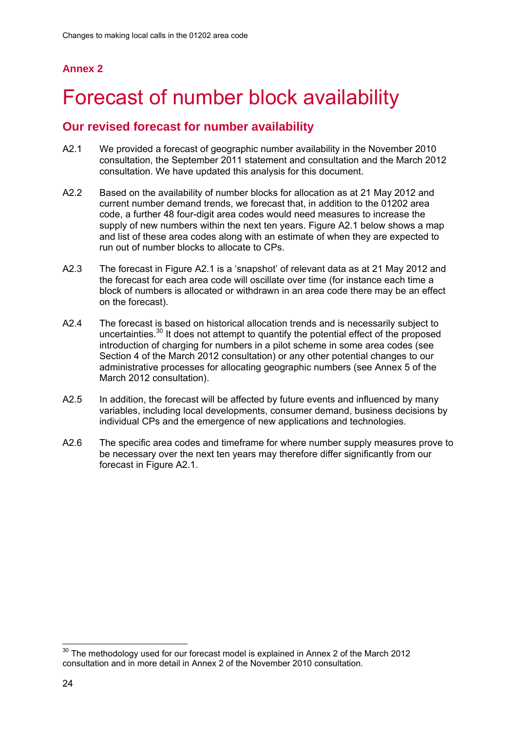## Annex 2

# Forecast of number block availability

## Our revised forecast for number availability

A2.1 We provided a forecast of geographic number availability in the November 2010 consultation, the September 2011 statement and consultation and the March 2012 consultation. We have updated this analysis for this document.

A2.2 Based on the availability of number blocks for allocation as at 21 May 2012 and current number demand trends, we forecast that, in addition to the 01202 area code, a further 48 four-digit area codes would need measures to increase the supply of new numbers within the next ten years. Figure A2.1 below shows a map and list of these area codes along with an estimate of when they are expected to run out of number blocks to allocate to CPs.

A2.3 The forecast in Figure A2.1 is a 'snapshot' of relevant data as at 21 May 2012 and the forecast for each area code will oscillate over time (for instance each time a block of numbers is allocated or withdrawn in an area code there may be an effect on the forecast).

A2.4 The forecast is based on historical allocation trends and is necessarily subject to uncertainties.[30] It does not attempt to quantify the potential effect of the proposed introduction of charging for numbers in a pilot scheme in some area codes (see Section 4 of the March 2012 consultation) or any other potential changes to our administrative processes for allocating geographic numbers (see Annex 5 of the March 2012 consultation).

A2.5 In addition, the forecast will be affected by future events and influenced by many variables, including local developments, consumer demand, business decisions by individual CPs and the emergence of new applications and technologies.

A2.6 The specific area codes and timeframe for where number supply measures prove to be necessary over the next ten years may therefore differ significantly from our forecast in Figure A2.1.

[30] The methodology used for our forecast model is explained in Annex 2 of the March 2012 consultation and in more detail in Annex 2 of the November 2010 consultation.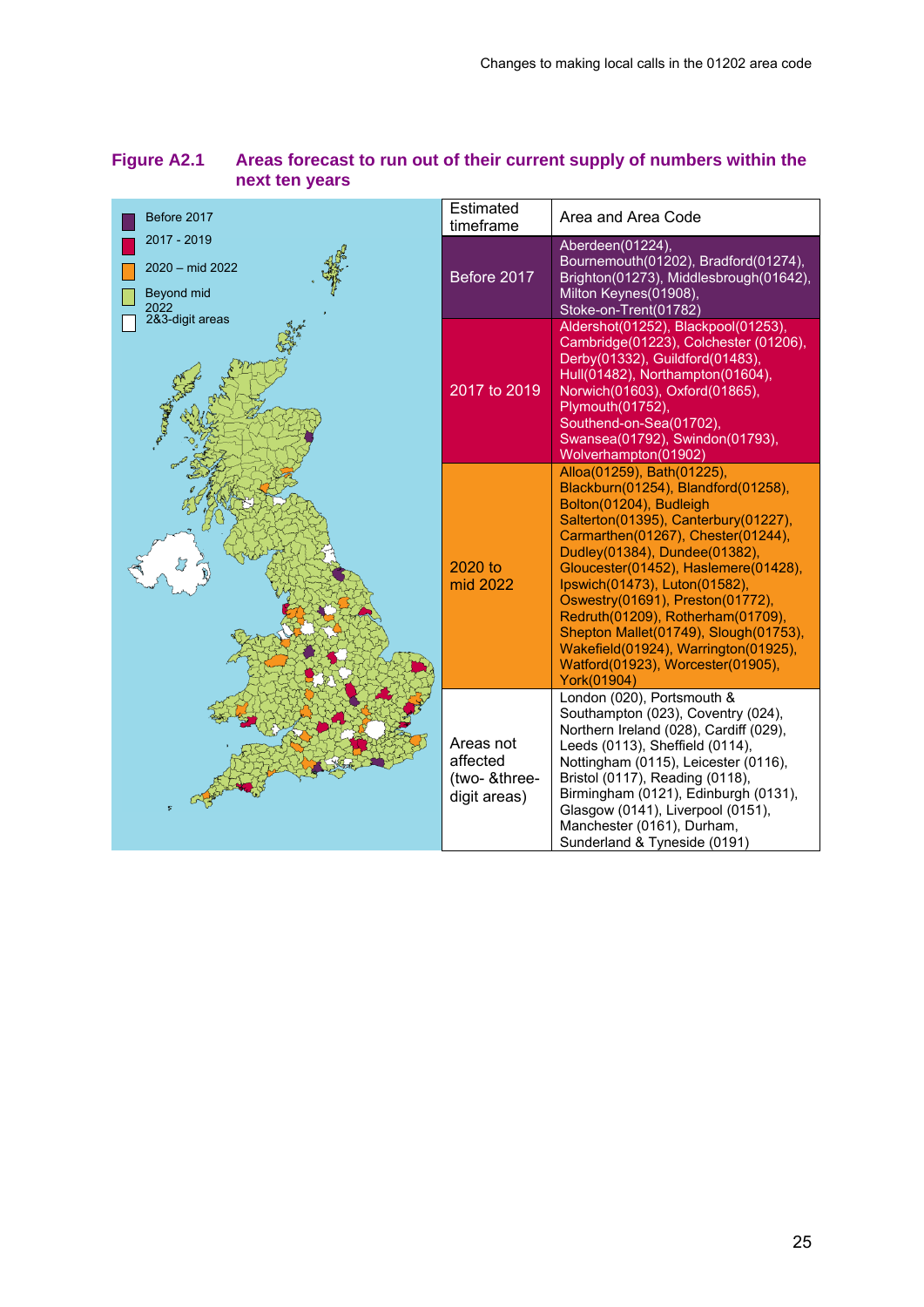**Figure A2.1 Areas forecast to run out of their current supply of numbers within the next ten years**

Before 2017
2017 - 2019
2020 – mid 2022
Beyond mid 2022
2&3-digit areas

| Estimated timeframe | Area and Area Code |
|---|---|
| Before 2017 | Aberdeen(01224), Bournemouth(01202), Bradford(01274), Brighton(01273), Middlesbrough(01642), Milton Keynes(01908), Stoke-on-Trent(01782) |
| 2017 to 2019 | Aldershot(01252), Blackpool(01253), Cambridge(01223), Colchester (01206), Derby(01332), Guildford(01483), Hull(01482), Northampton(01604), Norwich(01603), Oxford(01865), Plymouth(01752), Southend-on-Sea(01702), Swansea(01792), Swindon(01793), Wolverhampton(01902) |
| 2020 to mid 2022 | Alloa(01259), Bath(01225), Blackburn(01254), Blandford(01258), Bolton(01204), Budleigh Salterton(01395), Canterbury(01227), Carmarthen(01267), Chester(01244), Dudley(01384), Dundee(01382), Gloucester(01452), Haslemere(01428), Ipswich(01473), Luton(01582), Oswestry(01691), Preston(01772), Redruth(01209), Rotherham(01709), Shepton Mallet(01749), Slough(01753), Wakefield(01924), Warrington(01925), Watford(01923), Worcester(01905), York(01904) |
| Areas not affected (two- &three-digit areas) | London (020), Portsmouth & Southampton (023), Coventry (024), Northern Ireland (028), Cardiff (029), Leeds (0113), Sheffield (0114), Nottingham (0115), Leicester (0116), Bristol (0117), Reading (0118), Birmingham (0121), Edinburgh (0131), Glasgow (0141), Liverpool (0151), Manchester (0161), Durham, Sunderland & Tyneside (0191) |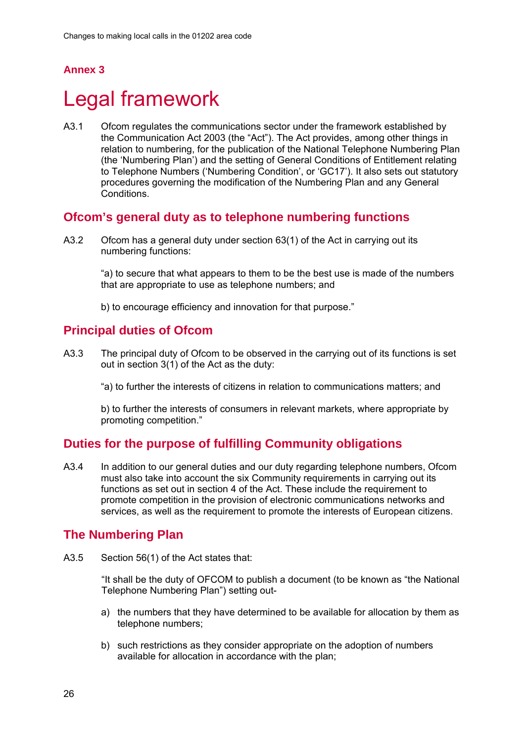## Annex 3

# Legal framework

A3.1 Ofcom regulates the communications sector under the framework established by the Communication Act 2003 (the "Act"). The Act provides, among other things in relation to numbering, for the publication of the National Telephone Numbering Plan (the 'Numbering Plan') and the setting of General Conditions of Entitlement relating to Telephone Numbers ('Numbering Condition', or 'GC17'). It also sets out statutory procedures governing the modification of the Numbering Plan and any General Conditions.

### Ofcom's general duty as to telephone numbering functions

A3.2 Ofcom has a general duty under section 63(1) of the Act in carrying out its numbering functions:

> "a) to secure that what appears to them to be the best use is made of the numbers that are appropriate to use as telephone numbers; and
>
> b) to encourage efficiency and innovation for that purpose."

### Principal duties of Ofcom

A3.3 The principal duty of Ofcom to be observed in the carrying out of its functions is set out in section 3(1) of the Act as the duty:

> "a) to further the interests of citizens in relation to communications matters; and
>
> b) to further the interests of consumers in relevant markets, where appropriate by promoting competition."

### Duties for the purpose of fulfilling Community obligations

A3.4 In addition to our general duties and our duty regarding telephone numbers, Ofcom must also take into account the six Community requirements in carrying out its functions as set out in section 4 of the Act. These include the requirement to promote competition in the provision of electronic communications networks and services, as well as the requirement to promote the interests of European citizens.

### The Numbering Plan

A3.5 Section 56(1) of the Act states that:

> "It shall be the duty of OFCOM to publish a document (to be known as "the National Telephone Numbering Plan") setting out-
>
> a) the numbers that they have determined to be available for allocation by them as telephone numbers;
>
> b) such restrictions as they consider appropriate on the adoption of numbers available for allocation in accordance with the plan;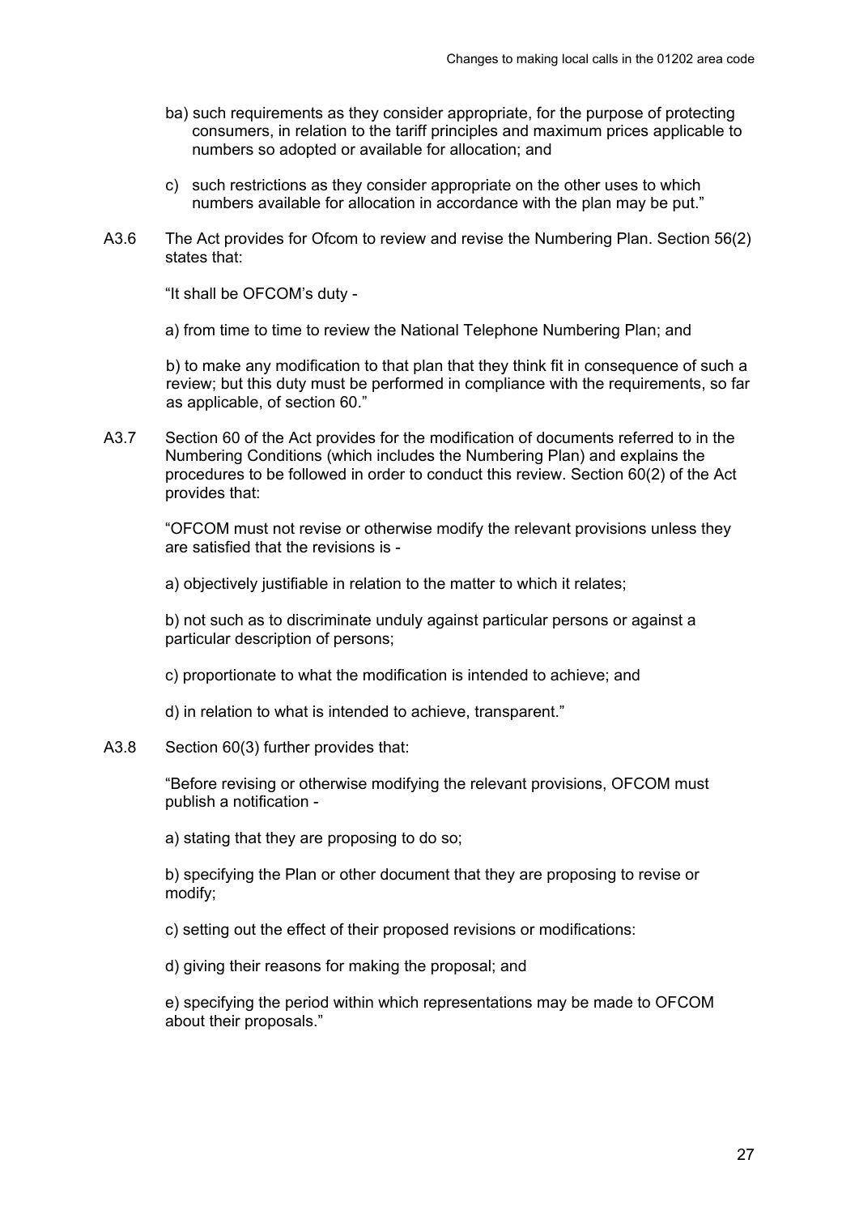ba) such requirements as they consider appropriate, for the purpose of protecting consumers, in relation to the tariff principles and maximum prices applicable to numbers so adopted or available for allocation; and

c) such restrictions as they consider appropriate on the other uses to which numbers available for allocation in accordance with the plan may be put."

A3.6 The Act provides for Ofcom to review and revise the Numbering Plan. Section 56(2) states that:

"It shall be OFCOM's duty -

a) from time to time to review the National Telephone Numbering Plan; and

b) to make any modification to that plan that they think fit in consequence of such a review; but this duty must be performed in compliance with the requirements, so far as applicable, of section 60."

A3.7 Section 60 of the Act provides for the modification of documents referred to in the Numbering Conditions (which includes the Numbering Plan) and explains the procedures to be followed in order to conduct this review. Section 60(2) of the Act provides that:

"OFCOM must not revise or otherwise modify the relevant provisions unless they are satisfied that the revisions is -

a) objectively justifiable in relation to the matter to which it relates;

b) not such as to discriminate unduly against particular persons or against a particular description of persons;

c) proportionate to what the modification is intended to achieve; and

d) in relation to what is intended to achieve, transparent."

A3.8 Section 60(3) further provides that:

"Before revising or otherwise modifying the relevant provisions, OFCOM must publish a notification -

a) stating that they are proposing to do so;

b) specifying the Plan or other document that they are proposing to revise or modify;

c) setting out the effect of their proposed revisions or modifications:

d) giving their reasons for making the proposal; and

e) specifying the period within which representations may be made to OFCOM about their proposals."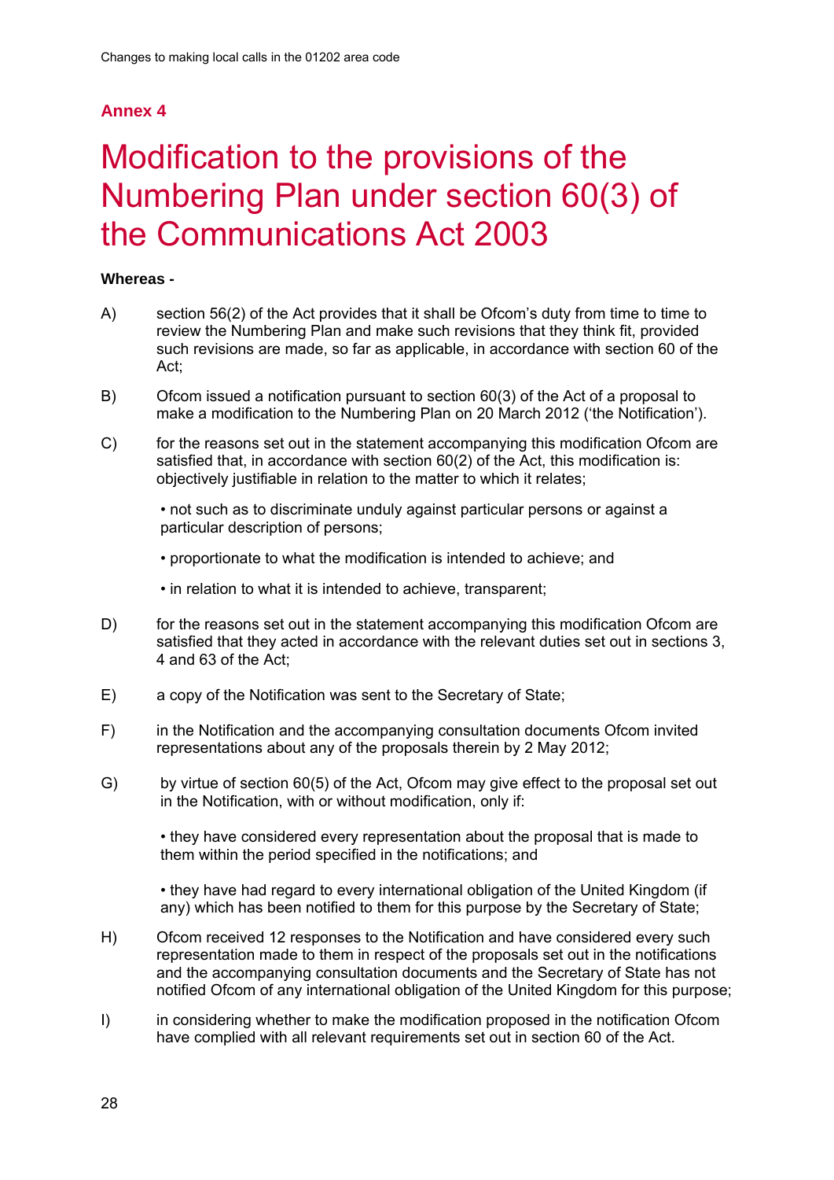Annex 4

# Modification to the provisions of the Numbering Plan under section 60(3) of the Communications Act 2003

**Whereas -**

A) section 56(2) of the Act provides that it shall be Ofcom's duty from time to time to review the Numbering Plan and make such revisions that they think fit, provided such revisions are made, so far as applicable, in accordance with section 60 of the Act;

B) Ofcom issued a notification pursuant to section 60(3) of the Act of a proposal to make a modification to the Numbering Plan on 20 March 2012 ('the Notification').

C) for the reasons set out in the statement accompanying this modification Ofcom are satisfied that, in accordance with section 60(2) of the Act, this modification is: objectively justifiable in relation to the matter to which it relates;

- not such as to discriminate unduly against particular persons or against a particular description of persons;
- proportionate to what the modification is intended to achieve; and
- in relation to what it is intended to achieve, transparent;

D) for the reasons set out in the statement accompanying this modification Ofcom are satisfied that they acted in accordance with the relevant duties set out in sections 3, 4 and 63 of the Act;

E) a copy of the Notification was sent to the Secretary of State;

F) in the Notification and the accompanying consultation documents Ofcom invited representations about any of the proposals therein by 2 May 2012;

G) by virtue of section 60(5) of the Act, Ofcom may give effect to the proposal set out in the Notification, with or without modification, only if:

- they have considered every representation about the proposal that is made to them within the period specified in the notifications; and
- they have had regard to every international obligation of the United Kingdom (if any) which has been notified to them for this purpose by the Secretary of State;

H) Ofcom received 12 responses to the Notification and have considered every such representation made to them in respect of the proposals set out in the notifications and the accompanying consultation documents and the Secretary of State has not notified Ofcom of any international obligation of the United Kingdom for this purpose;

I) in considering whether to make the modification proposed in the notification Ofcom have complied with all relevant requirements set out in section 60 of the Act.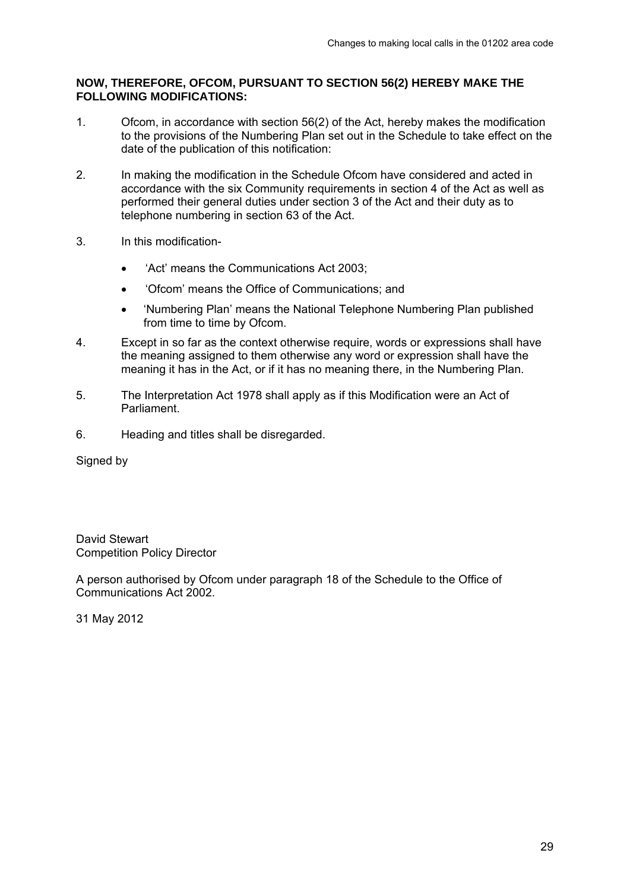**NOW, THEREFORE, OFCOM, PURSUANT TO SECTION 56(2) HEREBY MAKE THE FOLLOWING MODIFICATIONS:**

1. Ofcom, in accordance with section 56(2) of the Act, hereby makes the modification to the provisions of the Numbering Plan set out in the Schedule to take effect on the date of the publication of this notification:

2. In making the modification in the Schedule Ofcom have considered and acted in accordance with the six Community requirements in section 4 of the Act as well as performed their general duties under section 3 of the Act and their duty as to telephone numbering in section 63 of the Act.

3. In this modification-

   - 'Act' means the Communications Act 2003;
   - 'Ofcom' means the Office of Communications; and
   - 'Numbering Plan' means the National Telephone Numbering Plan published from time to time by Ofcom.

4. Except in so far as the context otherwise require, words or expressions shall have the meaning assigned to them otherwise any word or expression shall have the meaning it has in the Act, or if it has no meaning there, in the Numbering Plan.

5. The Interpretation Act 1978 shall apply as if this Modification were an Act of Parliament.

6. Heading and titles shall be disregarded.

Signed by

David Stewart
Competition Policy Director

A person authorised by Ofcom under paragraph 18 of the Schedule to the Office of Communications Act 2002.

31 May 2012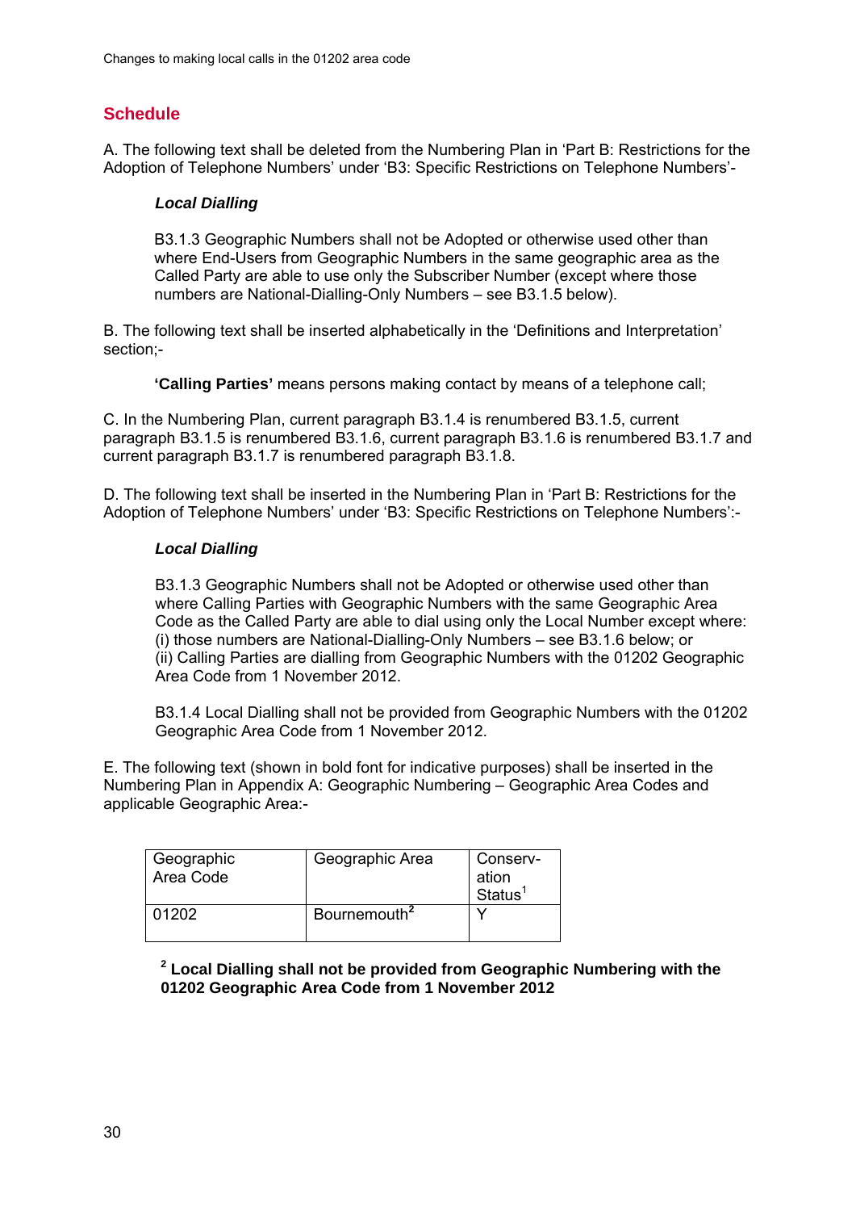## Schedule

A. The following text shall be deleted from the Numbering Plan in 'Part B: Restrictions for the Adoption of Telephone Numbers' under 'B3: Specific Restrictions on Telephone Numbers'-

> ***Local Dialling***
>
> B3.1.3 Geographic Numbers shall not be Adopted or otherwise used other than where End-Users from Geographic Numbers in the same geographic area as the Called Party are able to use only the Subscriber Number (except where those numbers are National-Dialling-Only Numbers – see B3.1.5 below).

B. The following text shall be inserted alphabetically in the 'Definitions and Interpretation' section;-

> **'Calling Parties'** means persons making contact by means of a telephone call;

C. In the Numbering Plan, current paragraph B3.1.4 is renumbered B3.1.5, current paragraph B3.1.5 is renumbered B3.1.6, current paragraph B3.1.6 is renumbered B3.1.7 and current paragraph B3.1.7 is renumbered paragraph B3.1.8.

D. The following text shall be inserted in the Numbering Plan in 'Part B: Restrictions for the Adoption of Telephone Numbers' under 'B3: Specific Restrictions on Telephone Numbers':-

> ***Local Dialling***
>
> B3.1.3 Geographic Numbers shall not be Adopted or otherwise used other than where Calling Parties with Geographic Numbers with the same Geographic Area Code as the Called Party are able to dial using only the Local Number except where: (i) those numbers are National-Dialling-Only Numbers – see B3.1.6 below; or (ii) Calling Parties are dialling from Geographic Numbers with the 01202 Geographic Area Code from 1 November 2012.
>
> B3.1.4 Local Dialling shall not be provided from Geographic Numbers with the 01202 Geographic Area Code from 1 November 2012.

E. The following text (shown in bold font for indicative purposes) shall be inserted in the Numbering Plan in Appendix A: Geographic Numbering – Geographic Area Codes and applicable Geographic Area:-

| Geographic Area Code | Geographic Area | Conserv-ation Status[1] |
|---|---|---|
| 01202 | Bournemouth**[2]** | Y |

> **[2] Local Dialling shall not be provided from Geographic Numbering with the 01202 Geographic Area Code from 1 November 2012**